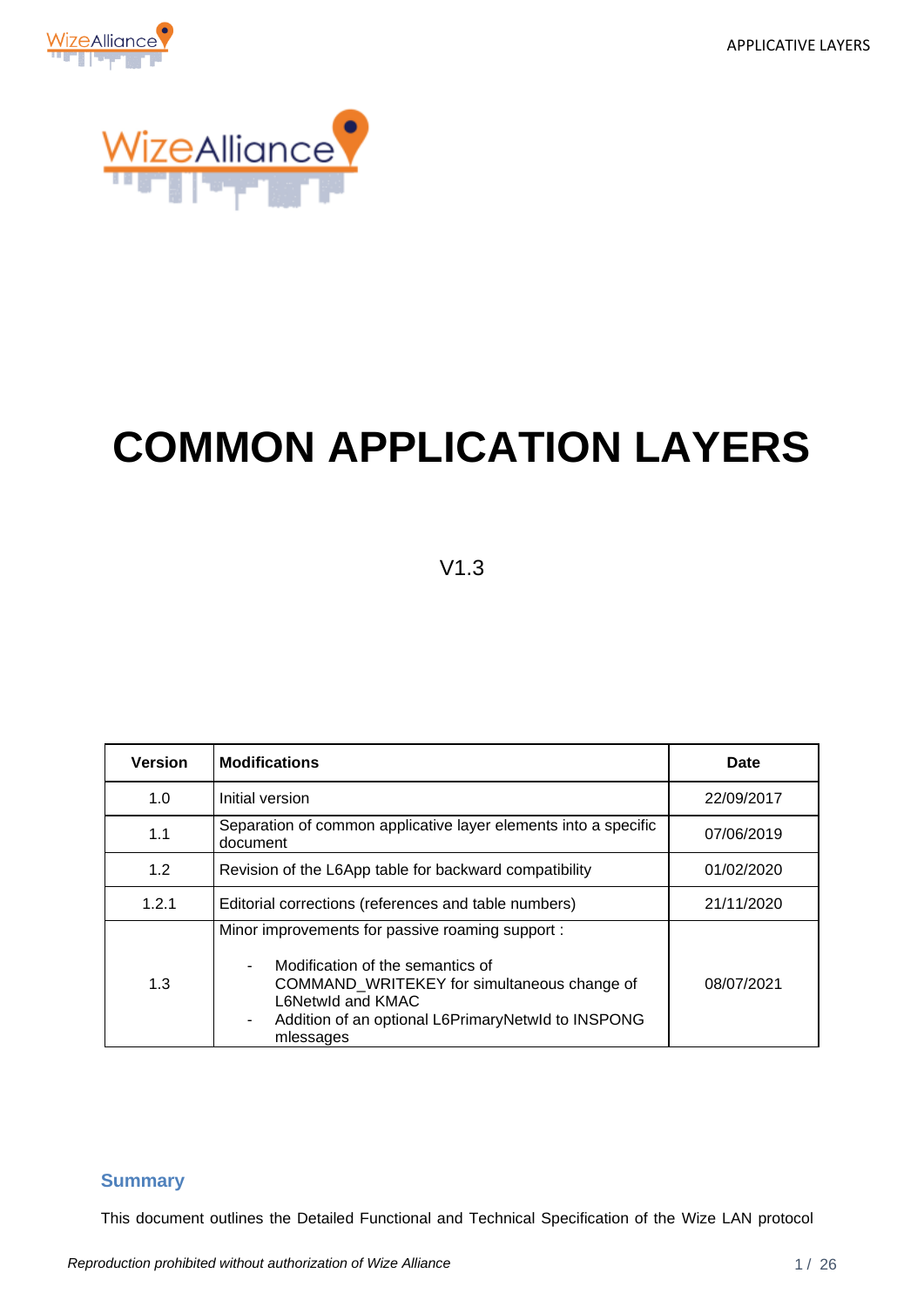# COMMON APPLICATION LAYERS

V1.3

| Version | Modifications | Date |
|---|---|---|
| 1.0 | Initial version | 22/09/2017 |
| 1.1 | Separation of common applicative layer elements into a specific document | 07/06/2019 |
| 1.2 | Revision of the L6App table for backward compatibility | 01/02/2020 |
| 1.2.1 | Editorial corrections (references and table numbers) | 21/11/2020 |
| 1.3 | Minor improvements for passive roaming support :<br>- Modification of the semantics of COMMAND_WRITEKEY for simultaneous change of L6NetwId and KMAC<br>- Addition of an optional L6PrimaryNetwId to INSPONG mlessages | 08/07/2021 |

## Summary

This document outlines the Detailed Functional and Technical Specification of the Wize LAN protocol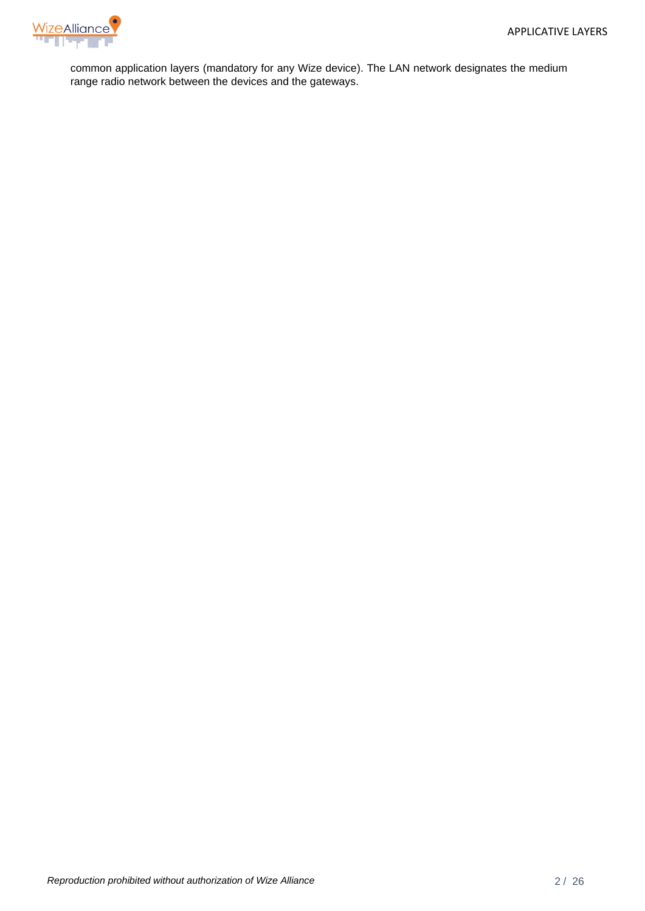common application layers (mandatory for any Wize device). The LAN network designates the medium range radio network between the devices and the gateways.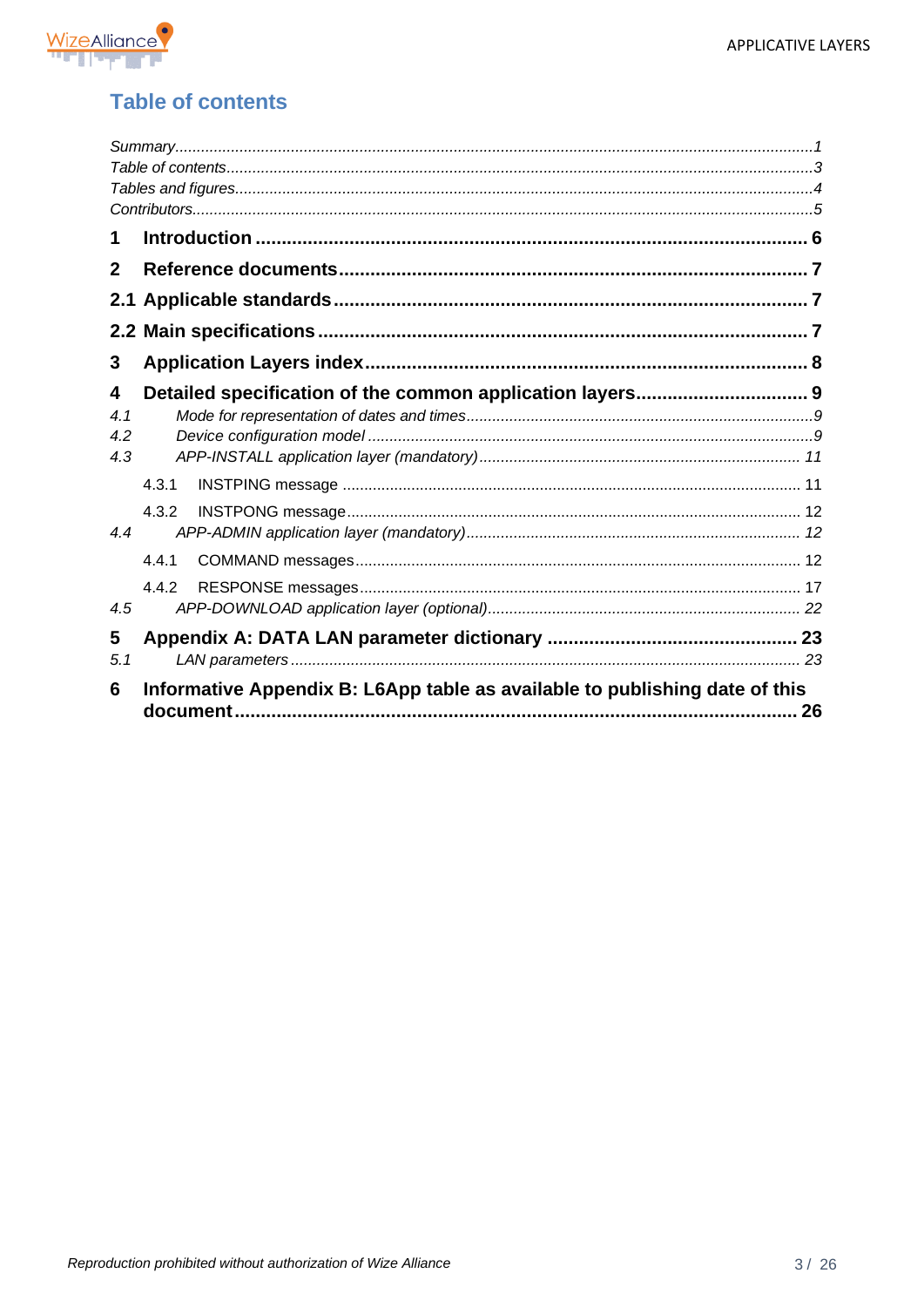# Table of contents

*Summary*..........1
*Table of contents*..........3
*Tables and figures*..........4
*Contributors*..........5

**1 Introduction** .......... **6**

**2 Reference documents** .......... **7**

**2.1 Applicable standards** .......... **7**

**2.2 Main specifications** .......... **7**

**3 Application Layers index** .......... **8**

**4 Detailed specification of the common application layers** .......... **9**

*4.1 Mode for representation of dates and times*..........9
*4.2 Device configuration model*..........9
*4.3 APP-INSTALL application layer (mandatory)*..........11

4.3.1 INSTPING message..........11
4.3.2 INSTPONG message..........12

*4.4 APP-ADMIN application layer (mandatory)*..........12

4.4.1 COMMAND messages..........12
4.4.2 RESPONSE messages..........17

*4.5 APP-DOWNLOAD application layer (optional)*..........22

**5 Appendix A: DATA LAN parameter dictionary** .......... **23**

*5.1 LAN parameters*..........23

**6 Informative Appendix B: L6App table as available to publishing date of this document** .......... **26**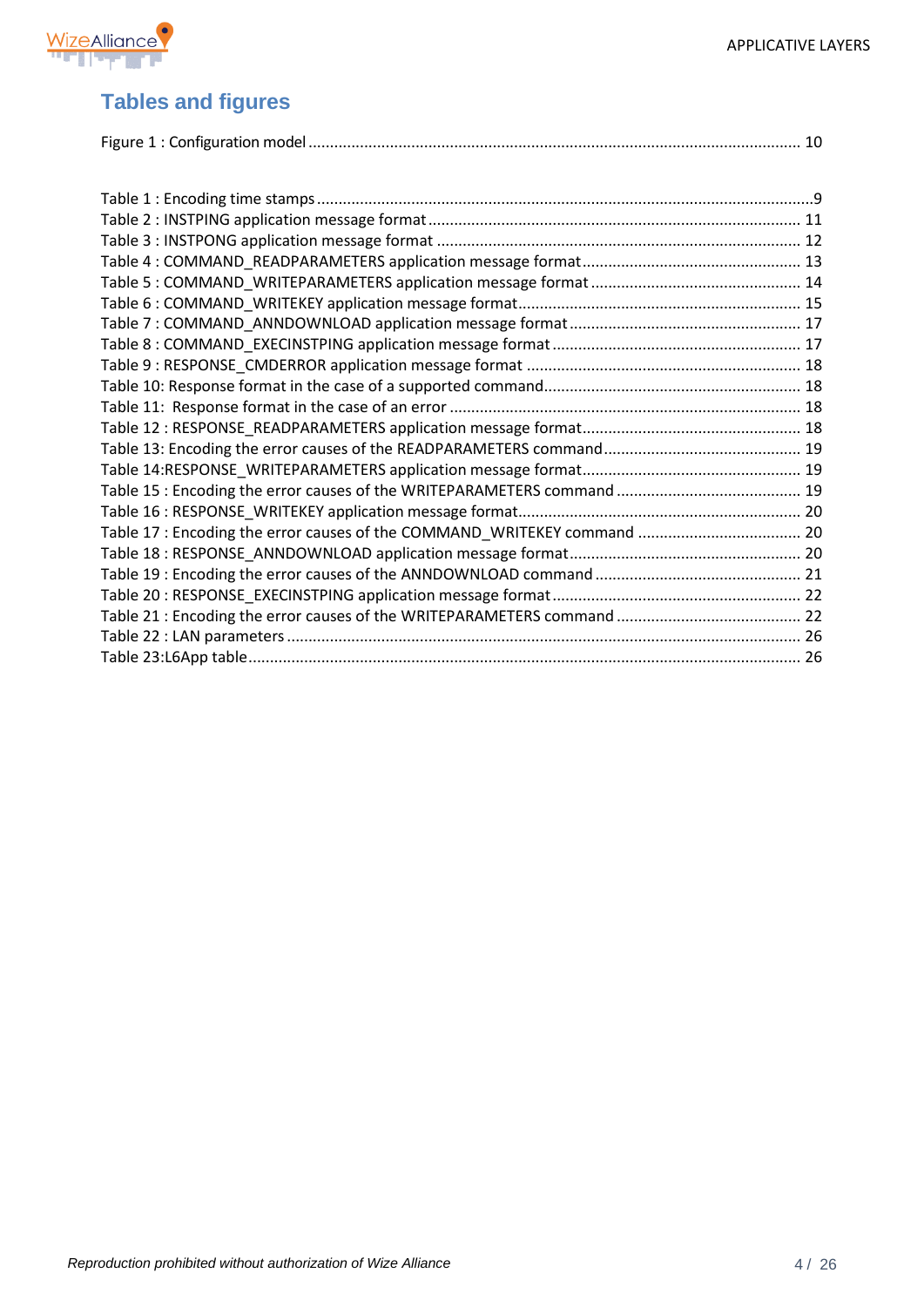## Tables and figures

Figure 1 : Configuration model ........................................................................................................ 10

Table 1 : Encoding time stamps ..........................................................................................................9
Table 2 : INSTPING application message format ............................................................................ 11
Table 3 : INSTPONG application message format ........................................................................... 12
Table 4 : COMMAND_READPARAMETERS application message format ........................................ 13
Table 5 : COMMAND_WRITEPARAMETERS application message format ...................................... 14
Table 6 : COMMAND_WRITEKEY application message format ....................................................... 15
Table 7 : COMMAND_ANNDOWNLOAD application message format ............................................ 17
Table 8 : COMMAND_EXECINSTPING application message format ................................................ 17
Table 9 : RESPONSE_CMDERROR application message format ....................................................... 18
Table 10: Response format in the case of a supported command ..................................................... 18
Table 11: Response format in the case of an error ........................................................................... 18
Table 12 : RESPONSE_READPARAMETERS application message format ........................................ 18
Table 13: Encoding the error causes of the READPARAMETERS command ....................................... 19
Table 14:RESPONSE_WRITEPARAMETERS application message format .......................................... 19
Table 15 : Encoding the error causes of the WRITEPARAMETERS command ..................................... 19
Table 16 : RESPONSE_WRITEKEY application message format ........................................................ 20
Table 17 : Encoding the error causes of the COMMAND_WRITEKEY command ................................ 20
Table 18 : RESPONSE_ANNDOWNLOAD application message format ............................................ 20
Table 19 : Encoding the error causes of the ANNDOWNLOAD command .......................................... 21
Table 20 : RESPONSE_EXECINSTPING application message format ................................................. 22
Table 21 : Encoding the error causes of the WRITEPARAMETERS command ..................................... 22
Table 22 : LAN parameters .............................................................................................................. 26
Table 23:L6App table ...................................................................................................................... 26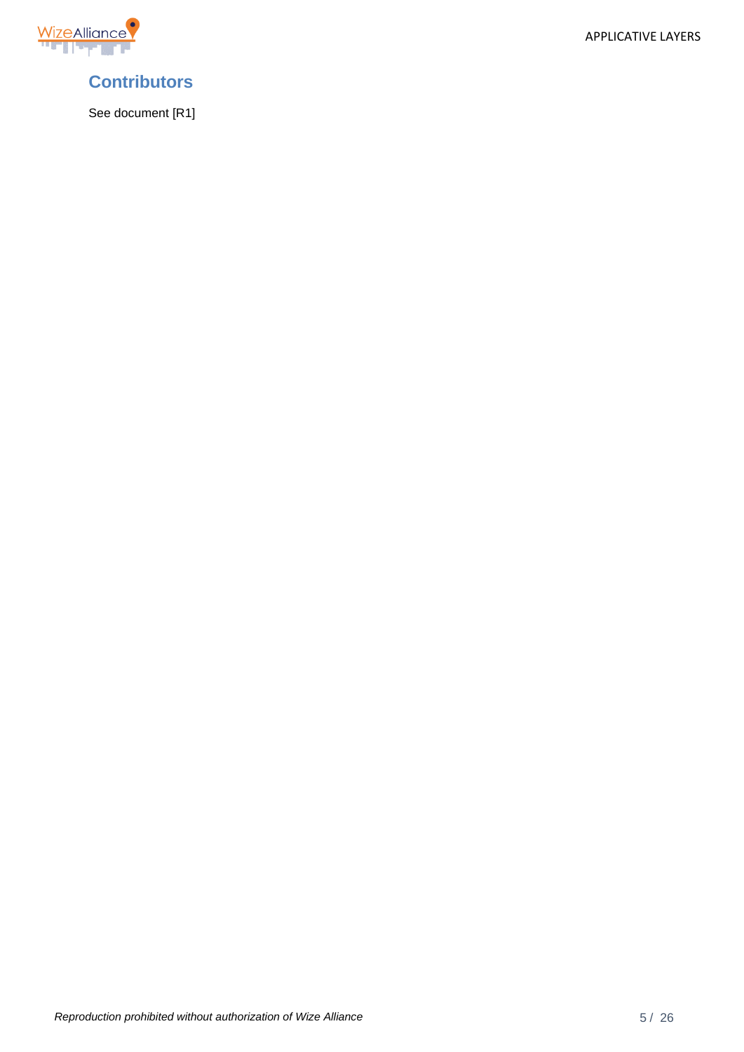## Contributors

See document [R1]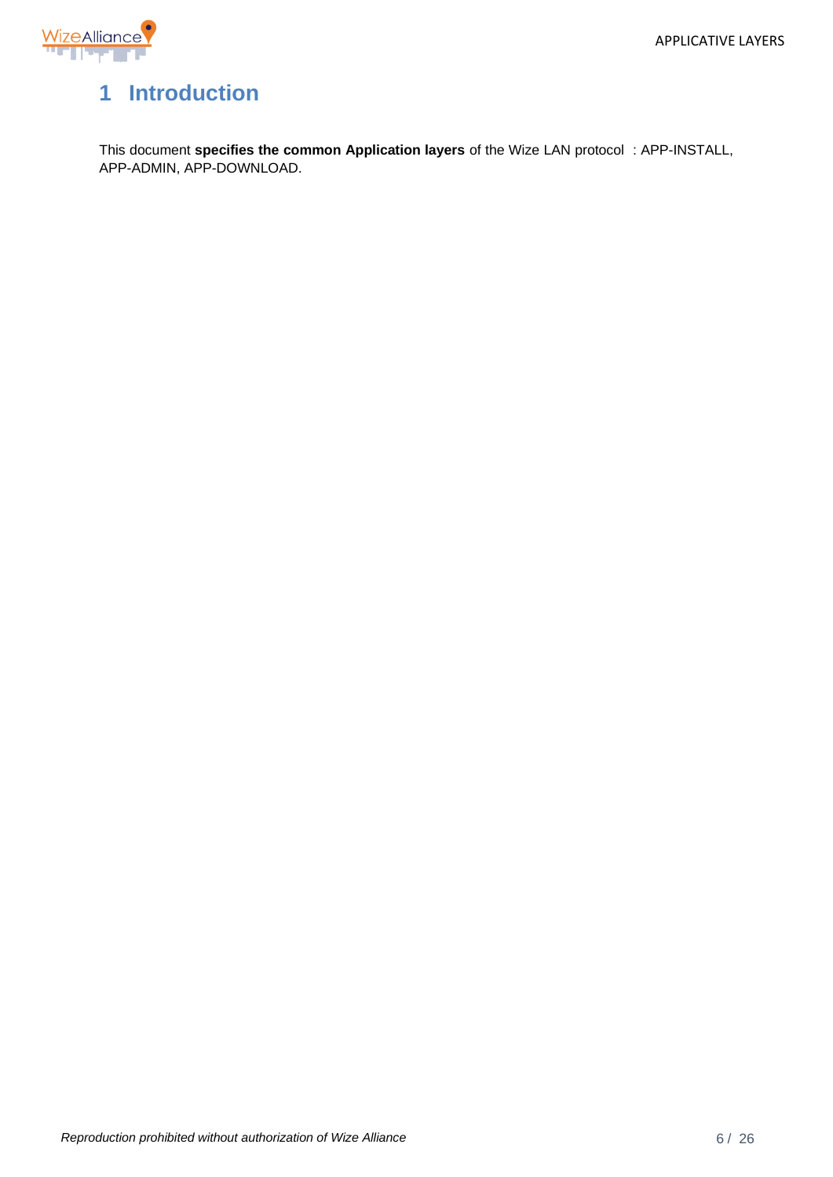# 1 Introduction

This document **specifies the common Application layers** of the Wize LAN protocol : APP-INSTALL, APP-ADMIN, APP-DOWNLOAD.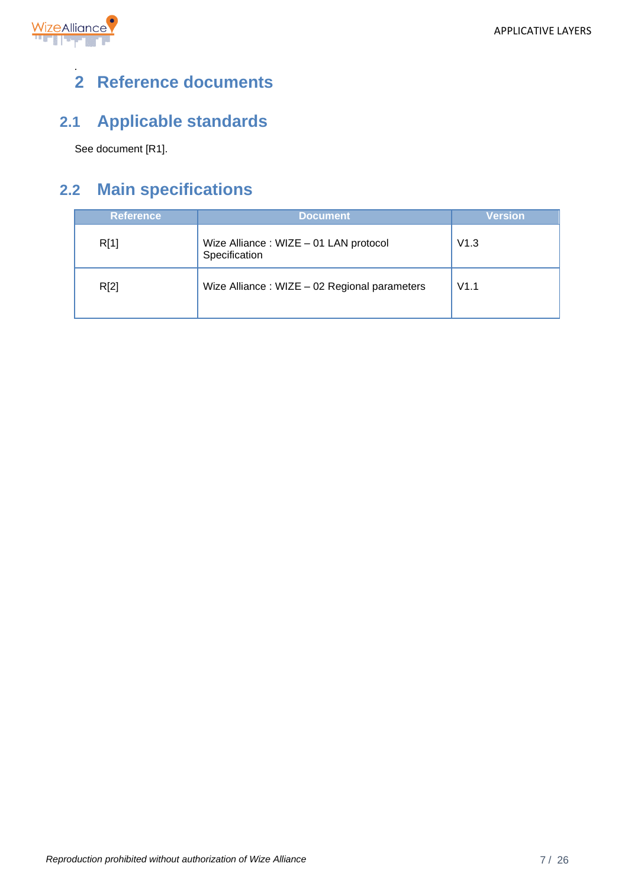# 2 Reference documents

## 2.1 Applicable standards

See document [R1].

## 2.2 Main specifications

| Reference | Document | Version |
|---|---|---|
| R[1] | Wize Alliance : WIZE – 01 LAN protocol Specification | V1.3 |
| R[2] | Wize Alliance : WIZE – 02 Regional parameters | V1.1 |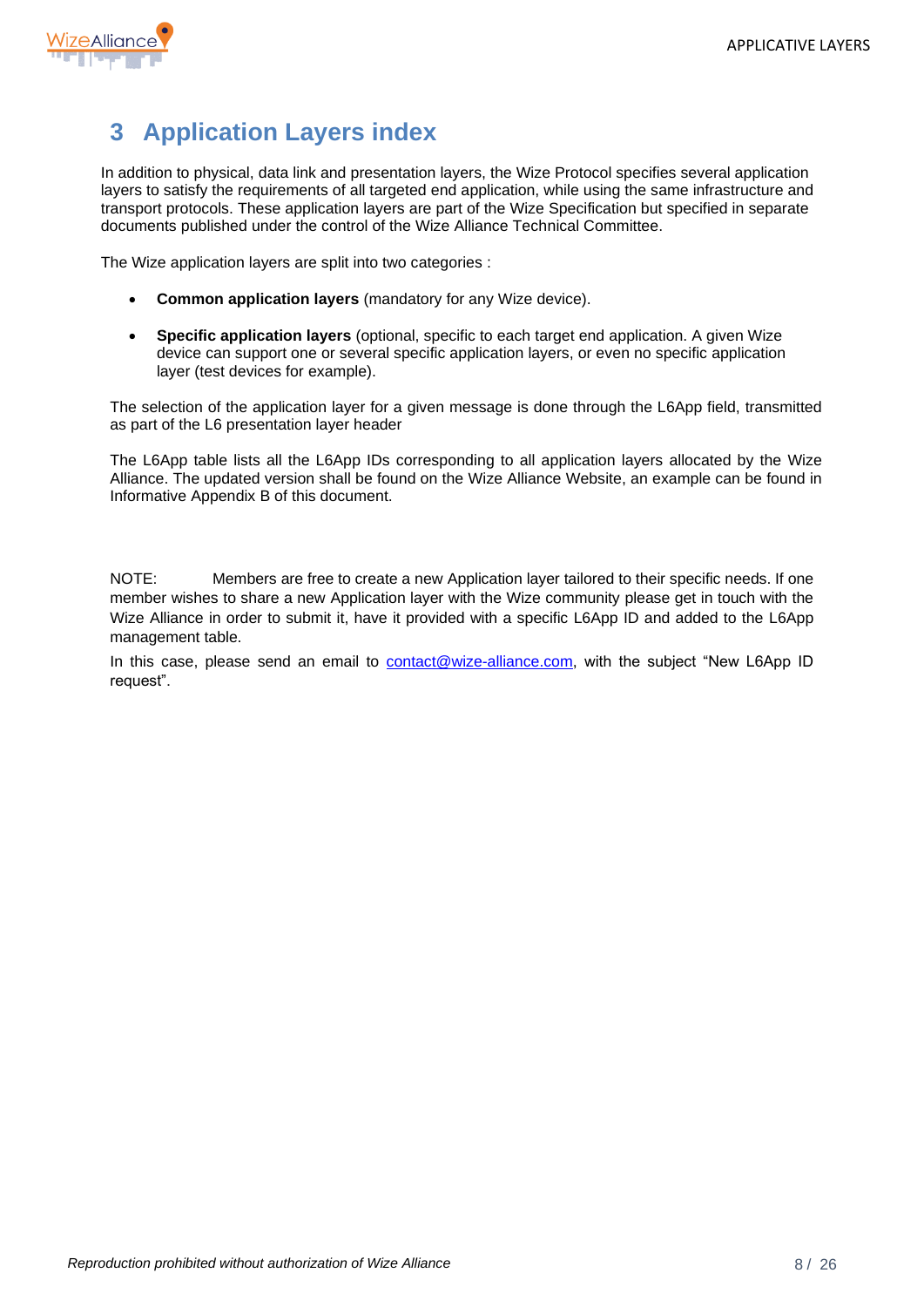# 3 Application Layers index

In addition to physical, data link and presentation layers, the Wize Protocol specifies several application layers to satisfy the requirements of all targeted end application, while using the same infrastructure and transport protocols. These application layers are part of the Wize Specification but specified in separate documents published under the control of the Wize Alliance Technical Committee.

The Wize application layers are split into two categories :

- **Common application layers** (mandatory for any Wize device).
- **Specific application layers** (optional, specific to each target end application. A given Wize device can support one or several specific application layers, or even no specific application layer (test devices for example).

The selection of the application layer for a given message is done through the L6App field, transmitted as part of the L6 presentation layer header

The L6App table lists all the L6App IDs corresponding to all application layers allocated by the Wize Alliance. The updated version shall be found on the Wize Alliance Website, an example can be found in Informative Appendix B of this document.

NOTE: Members are free to create a new Application layer tailored to their specific needs. If one member wishes to share a new Application layer with the Wize community please get in touch with the Wize Alliance in order to submit it, have it provided with a specific L6App ID and added to the L6App management table.

In this case, please send an email to contact@wize-alliance.com, with the subject “New L6App ID request”.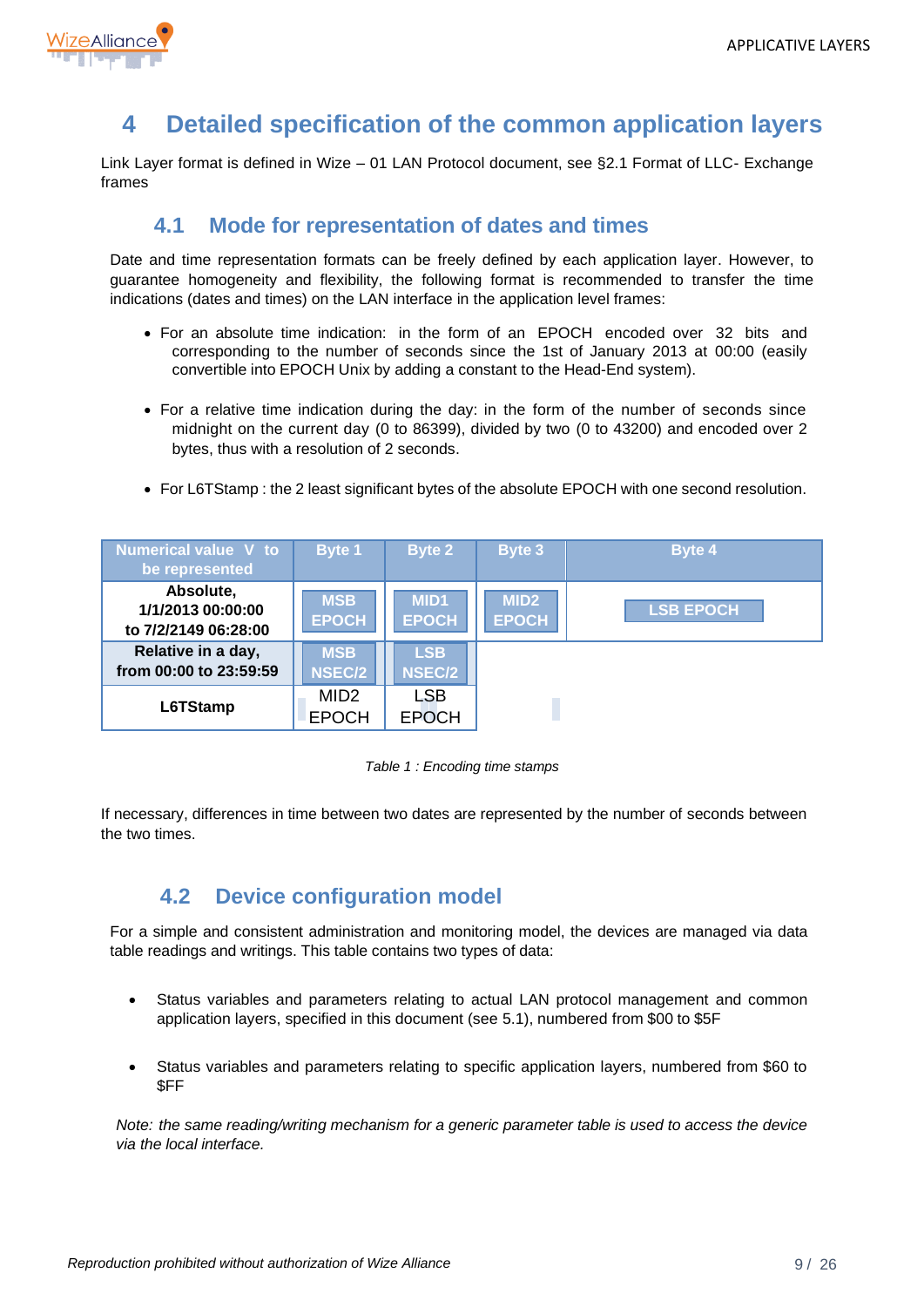# 4 Detailed specification of the common application layers

Link Layer format is defined in Wize – 01 LAN Protocol document, see §2.1 Format of LLC- Exchange frames

## 4.1 Mode for representation of dates and times

Date and time representation formats can be freely defined by each application layer. However, to guarantee homogeneity and flexibility, the following format is recommended to transfer the time indications (dates and times) on the LAN interface in the application level frames:

- For an absolute time indication: in the form of an EPOCH encoded over 32 bits and corresponding to the number of seconds since the 1st of January 2013 at 00:00 (easily convertible into EPOCH Unix by adding a constant to the Head-End system).
- For a relative time indication during the day: in the form of the number of seconds since midnight on the current day (0 to 86399), divided by two (0 to 43200) and encoded over 2 bytes, thus with a resolution of 2 seconds.
- For L6TStamp : the 2 least significant bytes of the absolute EPOCH with one second resolution.

| Numerical value V to be represented | Byte 1 | Byte 2 | Byte 3 | Byte 4 |
|---|---|---|---|---|
| **Absolute, 1/1/2013 00:00:00 to 7/2/2149 06:28:00** | MSB EPOCH | MID1 EPOCH | MID2 EPOCH | LSB EPOCH |
| **Relative in a day, from 00:00 to 23:59:59** | MSB NSEC/2 | LSB NSEC/2 | | |
| **L6TStamp** | MID2 EPOCH | LSB EPOCH | | |

*Table 1 : Encoding time stamps*

If necessary, differences in time between two dates are represented by the number of seconds between the two times.

## 4.2 Device configuration model

For a simple and consistent administration and monitoring model, the devices are managed via data table readings and writings. This table contains two types of data:

- Status variables and parameters relating to actual LAN protocol management and common application layers, specified in this document (see 5.1), numbered from $00 to $5F
- Status variables and parameters relating to specific application layers, numbered from $60 to $FF

*Note: the same reading/writing mechanism for a generic parameter table is used to access the device via the local interface.*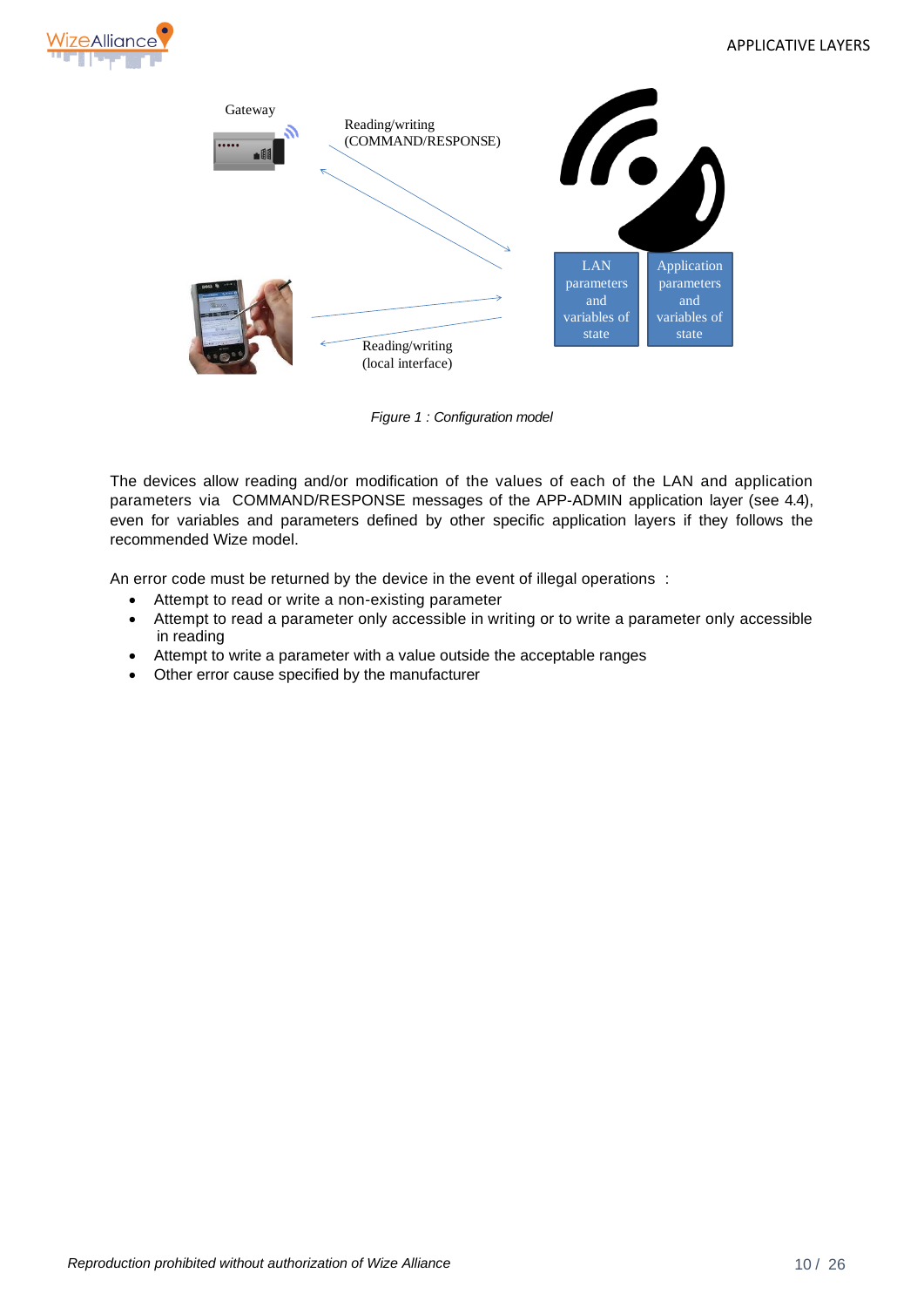Gateway

Reading/writing (COMMAND/RESPONSE)

LAN parameters and variables of state

Application parameters and variables of state

Reading/writing (local interface)

*Figure 1 : Configuration model*

The devices allow reading and/or modification of the values of each of the LAN and application parameters via COMMAND/RESPONSE messages of the APP-ADMIN application layer (see 4.4), even for variables and parameters defined by other specific application layers if they follows the recommended Wize model.

An error code must be returned by the device in the event of illegal operations :

- Attempt to read or write a non-existing parameter
- Attempt to read a parameter only accessible in writing or to write a parameter only accessible in reading
- Attempt to write a parameter with a value outside the acceptable ranges
- Other error cause specified by the manufacturer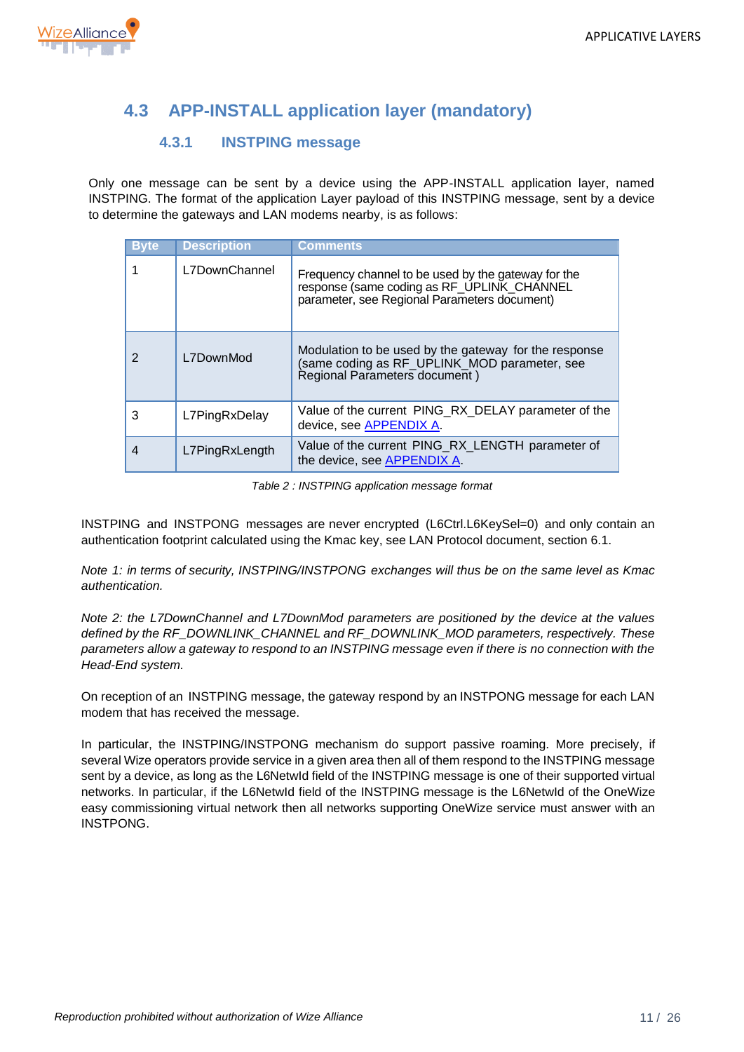## 4.3 APP-INSTALL application layer (mandatory)

### 4.3.1 INSTPING message

Only one message can be sent by a device using the APP-INSTALL application layer, named INSTPING. The format of the application Layer payload of this INSTPING message, sent by a device to determine the gateways and LAN modems nearby, is as follows:

| Byte | Description | Comments |
|---|---|---|
| 1 | L7DownChannel | Frequency channel to be used by the gateway for the response (same coding as RF_UPLINK_CHANNEL parameter, see Regional Parameters document) |
| 2 | L7DownMod | Modulation to be used by the gateway for the response (same coding as RF_UPLINK_MOD parameter, see Regional Parameters document ) |
| 3 | L7PingRxDelay | Value of the current PING_RX_DELAY parameter of the device, see APPENDIX A. |
| 4 | L7PingRxLength | Value of the current PING_RX_LENGTH parameter of the device, see APPENDIX A. |

*Table 2 : INSTPING application message format*

INSTPING and INSTPONG messages are never encrypted (L6Ctrl.L6KeySel=0) and only contain an authentication footprint calculated using the Kmac key, see LAN Protocol document, section 6.1.

*Note 1: in terms of security, INSTPING/INSTPONG exchanges will thus be on the same level as Kmac authentication.*

*Note 2: the L7DownChannel and L7DownMod parameters are positioned by the device at the values defined by the RF_DOWNLINK_CHANNEL and RF_DOWNLINK_MOD parameters, respectively. These parameters allow a gateway to respond to an INSTPING message even if there is no connection with the Head-End system.*

On reception of an INSTPING message, the gateway respond by an INSTPONG message for each LAN modem that has received the message.

In particular, the INSTPING/INSTPONG mechanism do support passive roaming. More precisely, if several Wize operators provide service in a given area then all of them respond to the INSTPING message sent by a device, as long as the L6NetwId field of the INSTPING message is one of their supported virtual networks. In particular, if the L6NetwId field of the INSTPING message is the L6NetwId of the OneWize easy commissioning virtual network then all networks supporting OneWize service must answer with an INSTPONG.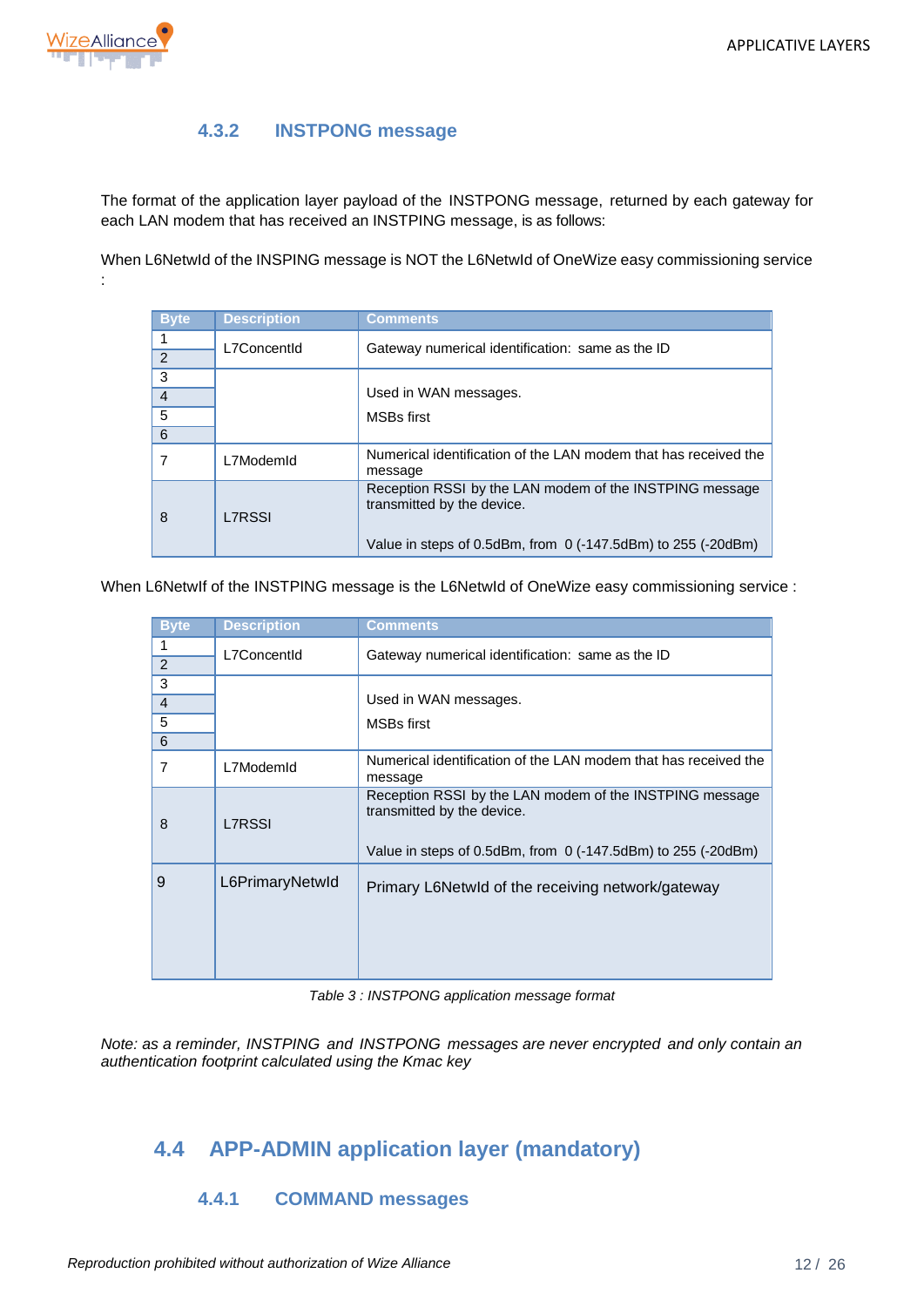### 4.3.2 INSTPONG message

The format of the application layer payload of the INSTPONG message, returned by each gateway for each LAN modem that has received an INSTPING message, is as follows:

When L6NetwId of the INSPING message is NOT the L6NetwId of OneWize easy commissioning service :

| Byte | Description | Comments |
|---|---|---|
| 1 | L7ConcentId | Gateway numerical identification: same as the ID |
| 2 | | |
| 3 | | Used in WAN messages. |
| 4 | | |
| 5 | | MSBs first |
| 6 | | |
| 7 | L7ModemId | Numerical identification of the LAN modem that has received the message |
| 8 | L7RSSI | Reception RSSI by the LAN modem of the INSTPING message transmitted by the device.<br><br>Value in steps of 0.5dBm, from 0 (-147.5dBm) to 255 (-20dBm) |

When L6NetwIf of the INSTPING message is the L6NetwId of OneWize easy commissioning service :

| Byte | Description | Comments |
|---|---|---|
| 1 | L7ConcentId | Gateway numerical identification: same as the ID |
| 2 | | |
| 3 | | Used in WAN messages. |
| 4 | | |
| 5 | | MSBs first |
| 6 | | |
| 7 | L7ModemId | Numerical identification of the LAN modem that has received the message |
| 8 | L7RSSI | Reception RSSI by the LAN modem of the INSTPING message transmitted by the device.<br><br>Value in steps of 0.5dBm, from 0 (-147.5dBm) to 255 (-20dBm) |
| 9 | L6PrimaryNetwId | Primary L6NetwId of the receiving network/gateway |

*Table 3 : INSTPONG application message format*

*Note: as a reminder, INSTPING and INSTPONG messages are never encrypted and only contain an authentication footprint calculated using the Kmac key*

## 4.4 APP-ADMIN application layer (mandatory)

### 4.4.1 COMMAND messages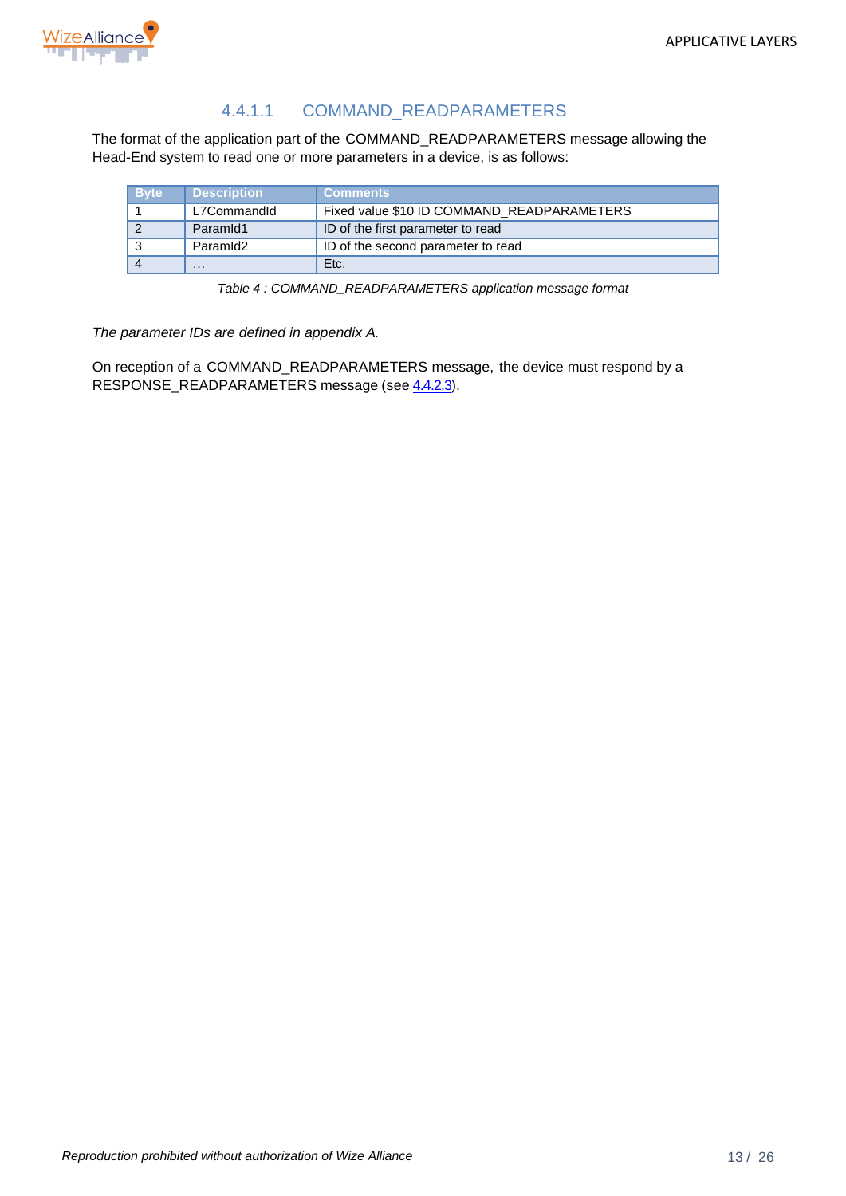#### 4.4.1.1 COMMAND_READPARAMETERS

The format of the application part of the COMMAND_READPARAMETERS message allowing the Head-End system to read one or more parameters in a device, is as follows:

| Byte | Description | Comments |
|---|---|---|
| 1 | L7CommandId | Fixed value $10 ID COMMAND_READPARAMETERS |
| 2 | ParamId1 | ID of the first parameter to read |
| 3 | ParamId2 | ID of the second parameter to read |
| 4 | … | Etc. |

*Table 4 : COMMAND_READPARAMETERS application message format*

*The parameter IDs are defined in appendix A.*

On reception of a COMMAND_READPARAMETERS message, the device must respond by a RESPONSE_READPARAMETERS message (see 4.4.2.3).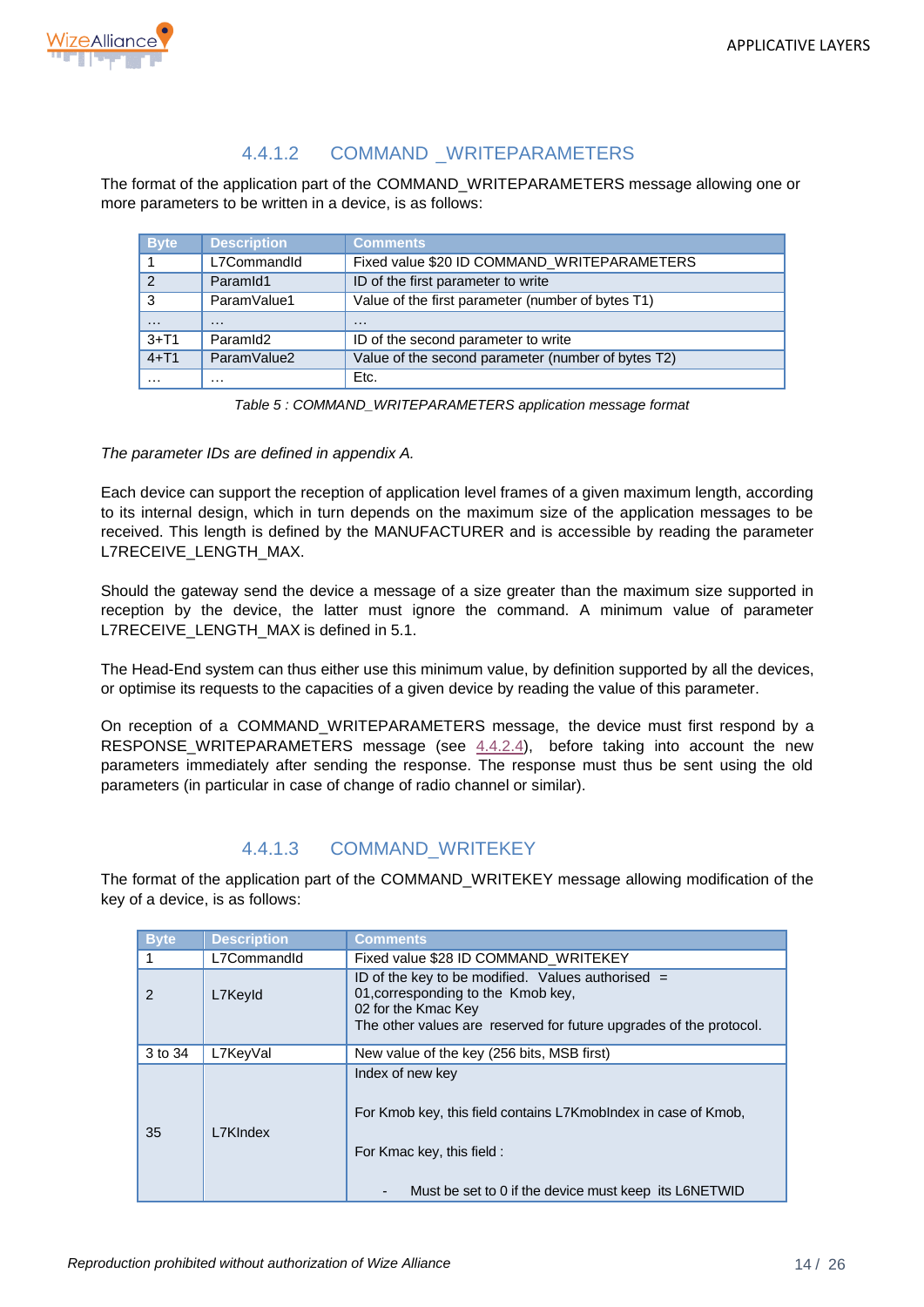#### 4.4.1.2 COMMAND _WRITEPARAMETERS

The format of the application part of the COMMAND_WRITEPARAMETERS message allowing one or more parameters to be written in a device, is as follows:

| Byte | Description | Comments |
|---|---|---|
| 1 | L7CommandId | Fixed value $20 ID COMMAND_WRITEPARAMETERS |
| 2 | ParamId1 | ID of the first parameter to write |
| 3 | ParamValue1 | Value of the first parameter (number of bytes T1) |
| … | … | … |
| 3+T1 | ParamId2 | ID of the second parameter to write |
| 4+T1 | ParamValue2 | Value of the second parameter (number of bytes T2) |
| … | … | Etc. |

*Table 5 : COMMAND_WRITEPARAMETERS application message format*

*The parameter IDs are defined in appendix A.*

Each device can support the reception of application level frames of a given maximum length, according to its internal design, which in turn depends on the maximum size of the application messages to be received. This length is defined by the MANUFACTURER and is accessible by reading the parameter L7RECEIVE_LENGTH_MAX.

Should the gateway send the device a message of a size greater than the maximum size supported in reception by the device, the latter must ignore the command. A minimum value of parameter L7RECEIVE_LENGTH_MAX is defined in 5.1.

The Head-End system can thus either use this minimum value, by definition supported by all the devices, or optimise its requests to the capacities of a given device by reading the value of this parameter.

On reception of a COMMAND_WRITEPARAMETERS message, the device must first respond by a RESPONSE_WRITEPARAMETERS message (see 4.4.2.4), before taking into account the new parameters immediately after sending the response. The response must thus be sent using the old parameters (in particular in case of change of radio channel or similar).

#### 4.4.1.3 COMMAND_WRITEKEY

The format of the application part of the COMMAND_WRITEKEY message allowing modification of the key of a device, is as follows:

| Byte | Description | Comments |
|---|---|---|
| 1 | L7CommandId | Fixed value $28 ID COMMAND_WRITEKEY |
| 2 | L7KeyId | ID of the key to be modified. Values authorised = 01,corresponding to the Kmob key,<br>02 for the Kmac Key<br>The other values are reserved for future upgrades of the protocol. |
| 3 to 34 | L7KeyVal | New value of the key (256 bits, MSB first) |
| 35 | L7KIndex | Index of new key<br><br>For Kmob key, this field contains L7KmobIndex in case of Kmob,<br><br>For Kmac key, this field :<br><br>- Must be set to 0 if the device must keep its L6NETWID |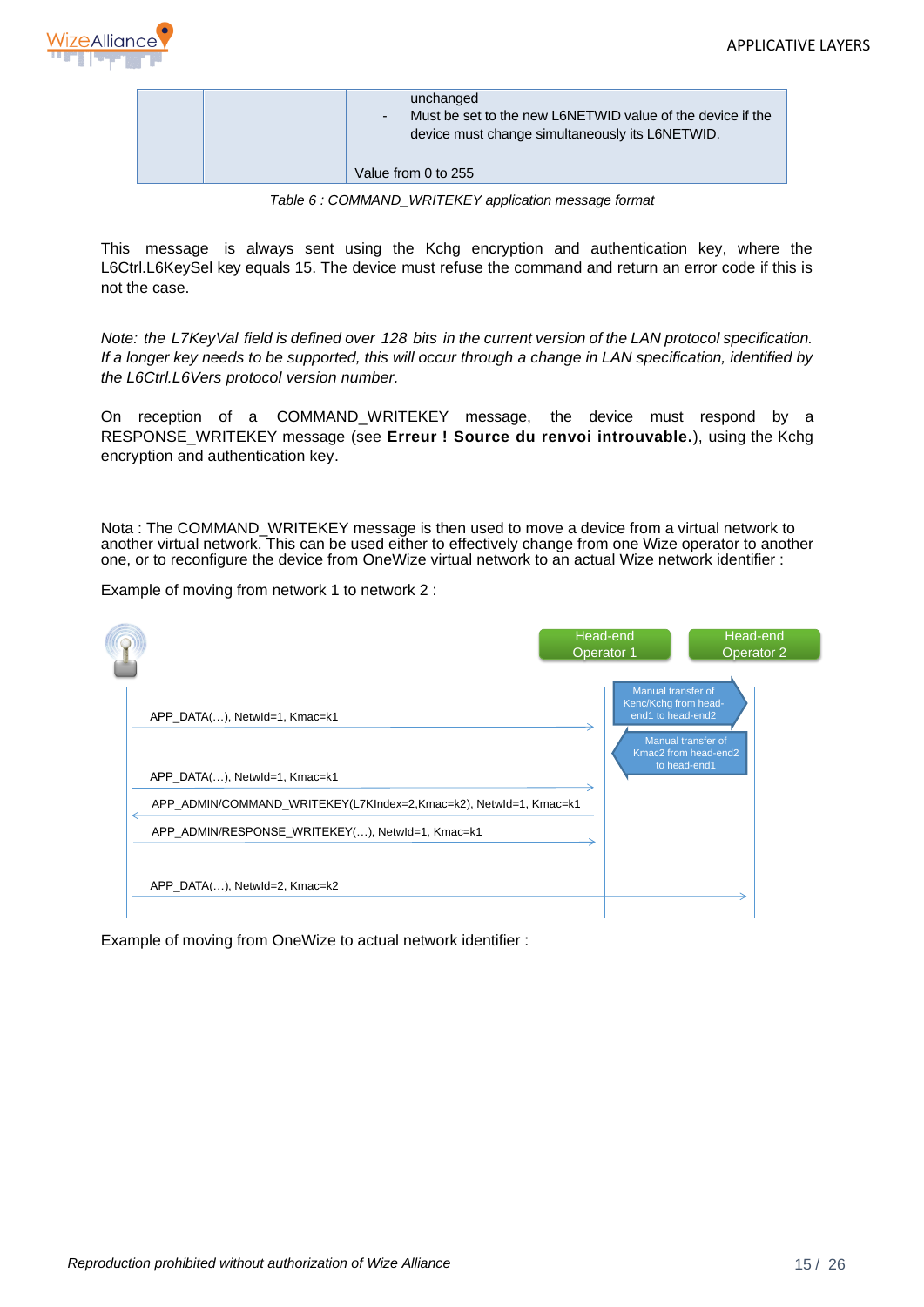|  |  | unchanged<br>- Must be set to the new L6NETWID value of the device if the device must change simultaneously its L6NETWID.<br><br>Value from 0 to 255 |
|---|---|---|

*Table 6 : COMMAND_WRITEKEY application message format*

This message is always sent using the Kchg encryption and authentication key, where the L6Ctrl.L6KeySel key equals 15. The device must refuse the command and return an error code if this is not the case.

*Note: the L7KeyVal field is defined over 128 bits in the current version of the LAN protocol specification. If a longer key needs to be supported, this will occur through a change in LAN specification, identified by the L6Ctrl.L6Vers protocol version number.*

On reception of a COMMAND_WRITEKEY message, the device must respond by a RESPONSE_WRITEKEY message (see **Erreur ! Source du renvoi introuvable.**), using the Kchg encryption and authentication key.

Nota : The COMMAND_WRITEKEY message is then used to move a device from a virtual network to another virtual network. This can be used either to effectively change from one Wize operator to another one, or to reconfigure the device from OneWize virtual network to an actual Wize network identifier :

Example of moving from network 1 to network 2 :

Head-end Operator 1

Head-end Operator 2

Manual transfer of Kenc/Kchg from head-end1 to head-end2

Manual transfer of Kmac2 from head-end2 to head-end1

APP_DATA(…), NetwId=1, Kmac=k1

APP_DATA(…), NetwId=1, Kmac=k1

APP_ADMIN/COMMAND_WRITEKEY(L7KIndex=2,Kmac=k2), NetwId=1, Kmac=k1

APP_ADMIN/RESPONSE_WRITEKEY(…), NetwId=1, Kmac=k1

APP_DATA(…), NetwId=2, Kmac=k2

Example of moving from OneWize to actual network identifier :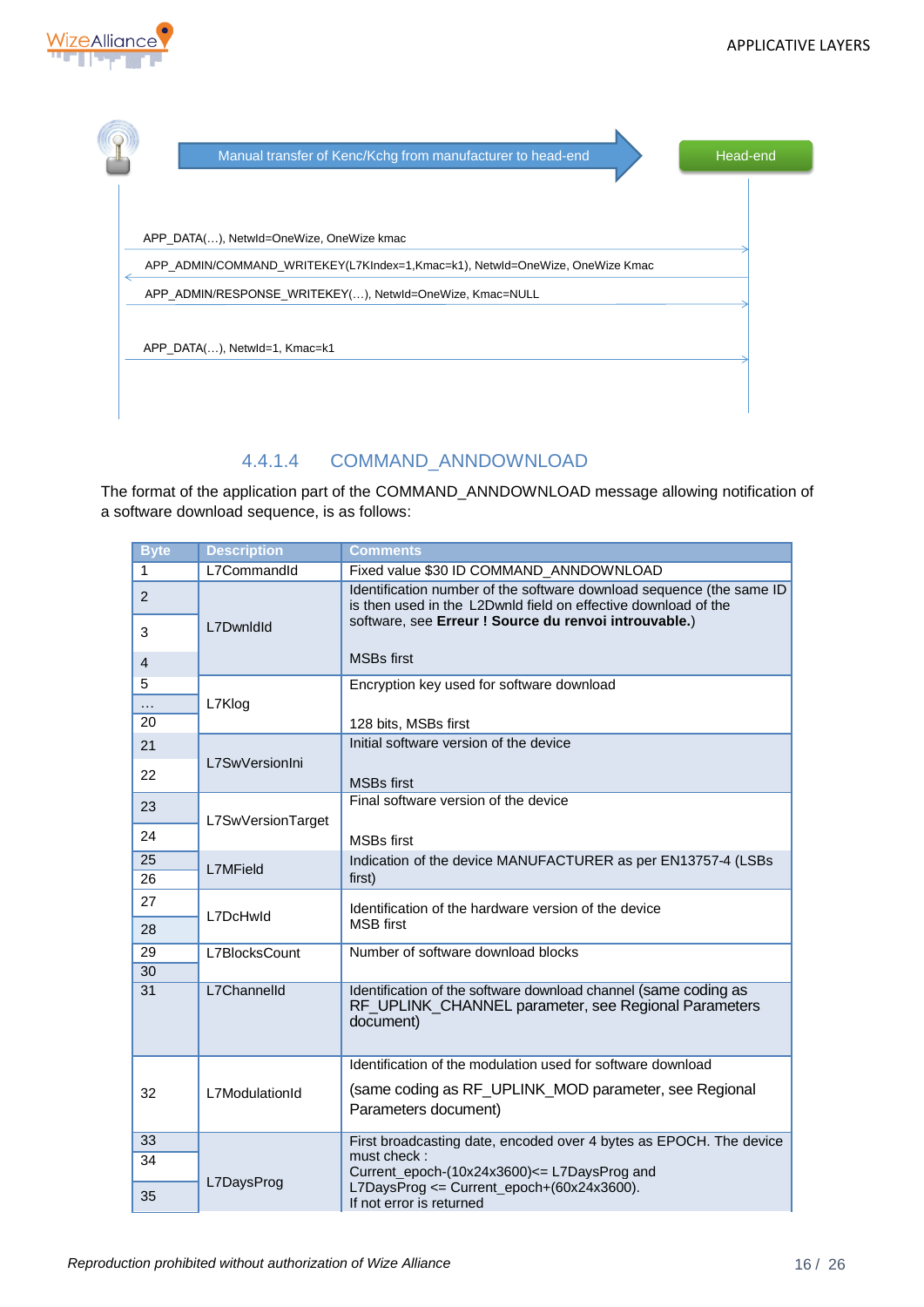Manual transfer of Kenc/Kchg from manufacturer to head-end

Head-end

APP_DATA(…), NetwId=OneWize, OneWize kmac

APP_ADMIN/COMMAND_WRITEKEY(L7KIndex=1,Kmac=k1), NetwId=OneWize, OneWize Kmac

APP_ADMIN/RESPONSE_WRITEKEY(…), NetwId=OneWize, Kmac=NULL

APP_DATA(…), NetwId=1, Kmac=k1

#### 4.4.1.4 COMMAND_ANNDOWNLOAD

The format of the application part of the COMMAND_ANNDOWNLOAD message allowing notification of a software download sequence, is as follows:

| Byte | Description | Comments |
|---|---|---|
| 1 | L7CommandId | Fixed value $30 ID COMMAND_ANNDOWNLOAD |
| 2<br>3<br>4 | L7DwnldId | Identification number of the software download sequence (the same ID is then used in the L2DwnId field on effective download of the software, see **Erreur ! Source du renvoi introuvable.**)<br><br>MSBs first |
| 5<br>…<br>20 | L7Klog | Encryption key used for software download<br><br>128 bits, MSBs first |
| 21<br>22 | L7SwVersionIni | Initial software version of the device<br><br>MSBs first |
| 23<br>24 | L7SwVersionTarget | Final software version of the device<br><br>MSBs first |
| 25<br>26 | L7MField | Indication of the device MANUFACTURER as per EN13757-4 (LSBs first) |
| 27<br>28 | L7DcHwId | Identification of the hardware version of the device<br>MSB first |
| 29<br>30 | L7BlocksCount | Number of software download blocks |
| 31 | L7ChannelId | Identification of the software download channel (same coding as RF_UPLINK_CHANNEL parameter, see Regional Parameters document) |
| 32 | L7ModulationId | Identification of the modulation used for software download<br><br>(same coding as RF_UPLINK_MOD parameter, see Regional Parameters document) |
| 33<br>34<br>35 | L7DaysProg | First broadcasting date, encoded over 4 bytes as EPOCH. The device must check :<br>Current_epoch-(10x24x3600)<= L7DaysProg and L7DaysProg <= Current_epoch+(60x24x3600).<br>If not error is returned |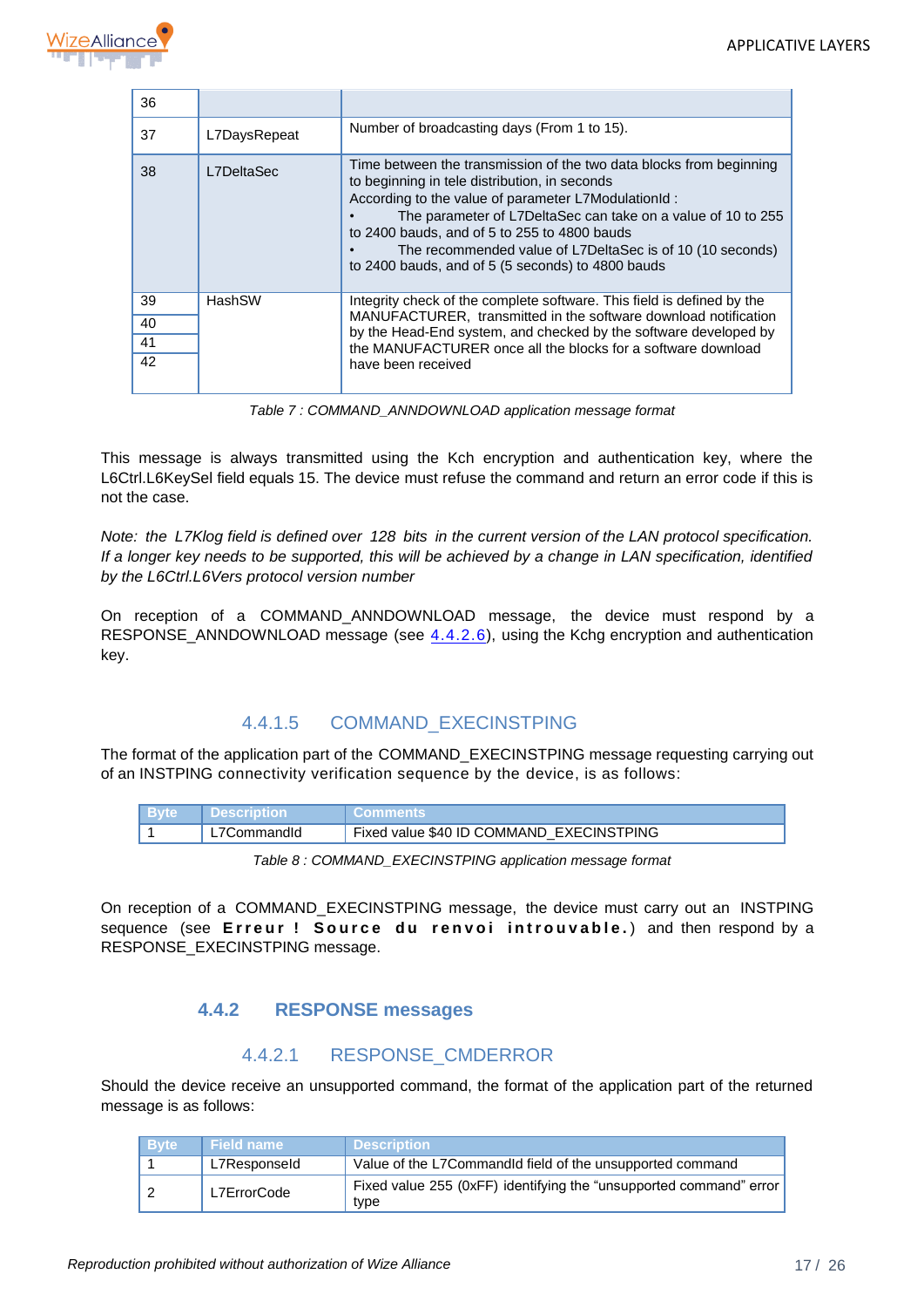| | | |
|---|---|---|
| 36 | | |
| 37 | L7DaysRepeat | Number of broadcasting days (From 1 to 15). |
| 38 | L7DeltaSec | Time between the transmission of the two data blocks from beginning to beginning in tele distribution, in seconds<br>According to the value of parameter L7ModulationId :<br>• The parameter of L7DeltaSec can take on a value of 10 to 255 to 2400 bauds, and of 5 to 255 to 4800 bauds<br>• The recommended value of L7DeltaSec is of 10 (10 seconds) to 2400 bauds, and of 5 (5 seconds) to 4800 bauds |
| 39<br>40<br>41<br>42 | HashSW | Integrity check of the complete software. This field is defined by the MANUFACTURER, transmitted in the software download notification by the Head-End system, and checked by the software developed by the MANUFACTURER once all the blocks for a software download have been received |

*Table 7 : COMMAND_ANNDOWNLOAD application message format*

This message is always transmitted using the Kch encryption and authentication key, where the L6Ctrl.L6KeySel field equals 15. The device must refuse the command and return an error code if this is not the case.

*Note: the L7Klog field is defined over 128 bits in the current version of the LAN protocol specification. If a longer key needs to be supported, this will be achieved by a change in LAN specification, identified by the L6Ctrl.L6Vers protocol version number*

On reception of a COMMAND_ANNDOWNLOAD message, the device must respond by a RESPONSE_ANNDOWNLOAD message (see 4.4.2.6), using the Kchg encryption and authentication key.

#### 4.4.1.5 COMMAND_EXECINSTPING

The format of the application part of the COMMAND_EXECINSTPING message requesting carrying out of an INSTPING connectivity verification sequence by the device, is as follows:

| Byte | Description | Comments |
|---|---|---|
| 1 | L7CommandId | Fixed value $40 ID COMMAND_EXECINSTPING |

*Table 8 : COMMAND_EXECINSTPING application message format*

On reception of a COMMAND_EXECINSTPING message, the device must carry out an INSTPING sequence (see **Erreur ! Source du renvoi introuvable.**) and then respond by a RESPONSE_EXECINSTPING message.

### 4.4.2 RESPONSE messages

#### 4.4.2.1 RESPONSE_CMDERROR

Should the device receive an unsupported command, the format of the application part of the returned message is as follows:

| Byte | Field name | Description |
|---|---|---|
| 1 | L7ResponseId | Value of the L7CommandId field of the unsupported command |
| 2 | L7ErrorCode | Fixed value 255 (0xFF) identifying the "unsupported command" error type |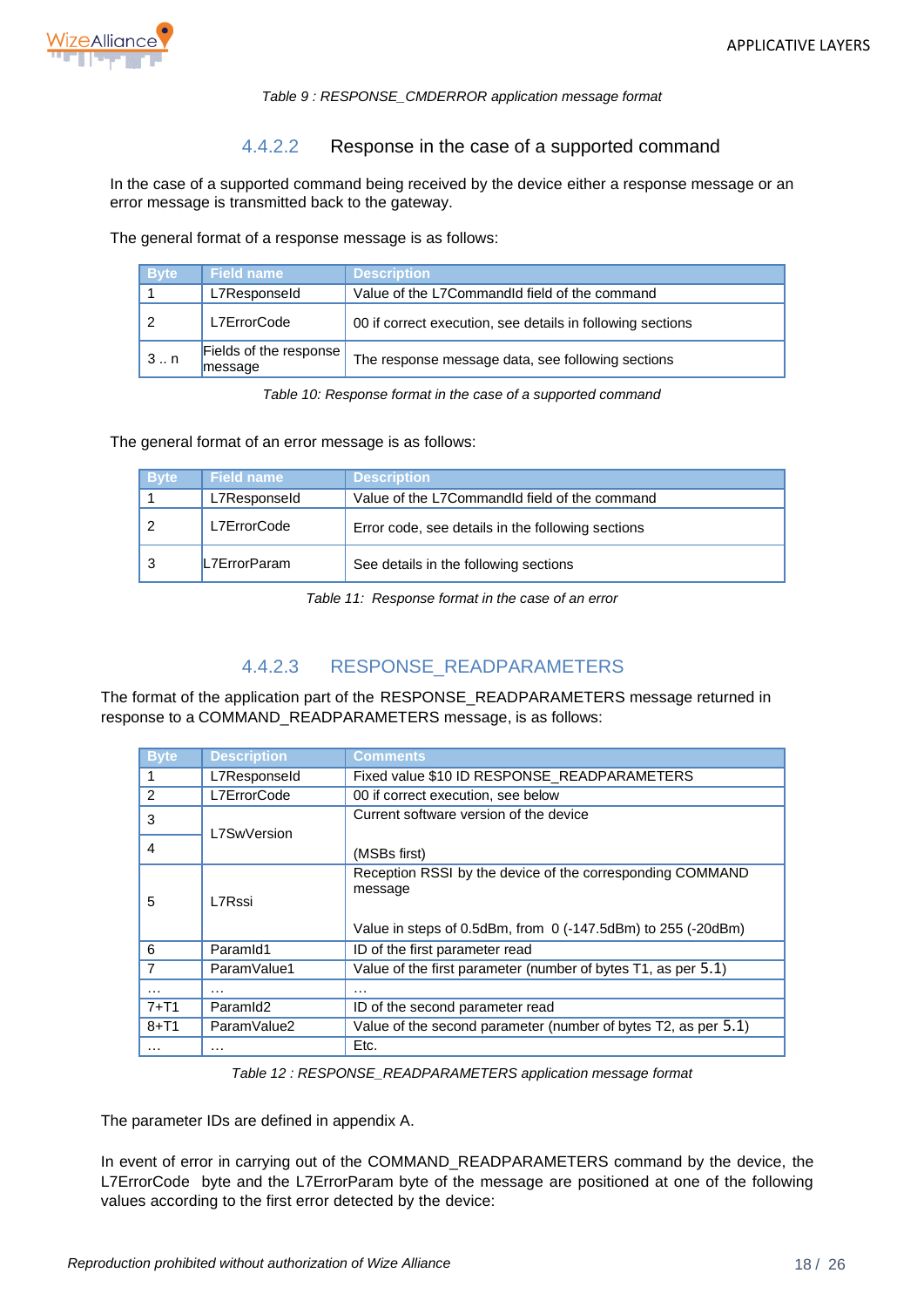*Table 9 : RESPONSE_CMDERROR application message format*

#### 4.4.2.2 Response in the case of a supported command

In the case of a supported command being received by the device either a response message or an error message is transmitted back to the gateway.

The general format of a response message is as follows:

| Byte | Field name | Description |
|---|---|---|
| 1 | L7ResponseId | Value of the L7CommandId field of the command |
| 2 | L7ErrorCode | 00 if correct execution, see details in following sections |
| 3 .. n | Fields of the response message | The response message data, see following sections |

*Table 10: Response format in the case of a supported command*

The general format of an error message is as follows:

| Byte | Field name | Description |
|---|---|---|
| 1 | L7ResponseId | Value of the L7CommandId field of the command |
| 2 | L7ErrorCode | Error code, see details in the following sections |
| 3 | L7ErrorParam | See details in the following sections |

*Table 11: Response format in the case of an error*

#### 4.4.2.3 RESPONSE_READPARAMETERS

The format of the application part of the RESPONSE_READPARAMETERS message returned in response to a COMMAND_READPARAMETERS message, is as follows:

| Byte | Description | Comments |
|---|---|---|
| 1 | L7ResponseId | Fixed value $10 ID RESPONSE_READPARAMETERS |
| 2 | L7ErrorCode | 00 if correct execution, see below |
| 3 | L7SwVersion | Current software version of the device |
| 4 | | (MSBs first) |
| 5 | L7Rssi | Reception RSSI by the device of the corresponding COMMAND message<br><br>Value in steps of 0.5dBm, from 0 (-147.5dBm) to 255 (-20dBm) |
| 6 | ParamId1 | ID of the first parameter read |
| 7 | ParamValue1 | Value of the first parameter (number of bytes T1, as per 5.1) |
| … | … | … |
| 7+T1 | ParamId2 | ID of the second parameter read |
| 8+T1 | ParamValue2 | Value of the second parameter (number of bytes T2, as per 5.1) |
| … | … | Etc. |

*Table 12 : RESPONSE_READPARAMETERS application message format*

The parameter IDs are defined in appendix A.

In event of error in carrying out of the COMMAND_READPARAMETERS command by the device, the L7ErrorCode byte and the L7ErrorParam byte of the message are positioned at one of the following values according to the first error detected by the device: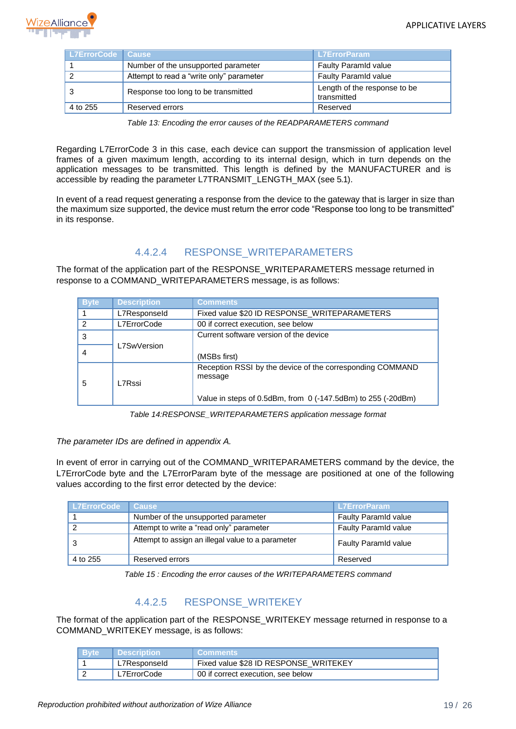| L7ErrorCode | Cause | L7ErrorParam |
|---|---|---|
| 1 | Number of the unsupported parameter | Faulty ParamId value |
| 2 | Attempt to read a "write only" parameter | Faulty ParamId value |
| 3 | Response too long to be transmitted | Length of the response to be transmitted |
| 4 to 255 | Reserved errors | Reserved |

*Table 13: Encoding the error causes of the READPARAMETERS command*

Regarding L7ErrorCode 3 in this case, each device can support the transmission of application level frames of a given maximum length, according to its internal design, which in turn depends on the application messages to be transmitted. This length is defined by the MANUFACTURER and is accessible by reading the parameter L7TRANSMIT_LENGTH_MAX (see 5.1).

In event of a read request generating a response from the device to the gateway that is larger in size than the maximum size supported, the device must return the error code "Response too long to be transmitted" in its response.

#### 4.4.2.4 RESPONSE_WRITEPARAMETERS

The format of the application part of the RESPONSE_WRITEPARAMETERS message returned in response to a COMMAND_WRITEPARAMETERS message, is as follows:

| Byte | Description | Comments |
|---|---|---|
| 1 | L7ResponseId | Fixed value $20 ID RESPONSE_WRITEPARAMETERS |
| 2 | L7ErrorCode | 00 if correct execution, see below |
| 3 | L7SwVersion | Current software version of the device |
| 4 | | (MSBs first) |
| 5 | L7Rssi | Reception RSSI by the device of the corresponding COMMAND message<br><br>Value in steps of 0.5dBm, from 0 (-147.5dBm) to 255 (-20dBm) |

*Table 14:RESPONSE_WRITEPARAMETERS application message format*

*The parameter IDs are defined in appendix A.*

In event of error in carrying out of the COMMAND_WRITEPARAMETERS command by the device, the L7ErrorCode byte and the L7ErrorParam byte of the message are positioned at one of the following values according to the first error detected by the device:

| L7ErrorCode | Cause | L7ErrorParam |
|---|---|---|
| 1 | Number of the unsupported parameter | Faulty ParamId value |
| 2 | Attempt to write a "read only" parameter | Faulty ParamId value |
| 3 | Attempt to assign an illegal value to a parameter | Faulty ParamId value |
| 4 to 255 | Reserved errors | Reserved |

*Table 15 : Encoding the error causes of the WRITEPARAMETERS command*

#### 4.4.2.5 RESPONSE_WRITEKEY

The format of the application part of the RESPONSE_WRITEKEY message returned in response to a COMMAND_WRITEKEY message, is as follows:

| Byte | Description | Comments |
|---|---|---|
| 1 | L7ResponseId | Fixed value $28 ID RESPONSE_WRITEKEY |
| 2 | L7ErrorCode | 00 if correct execution, see below |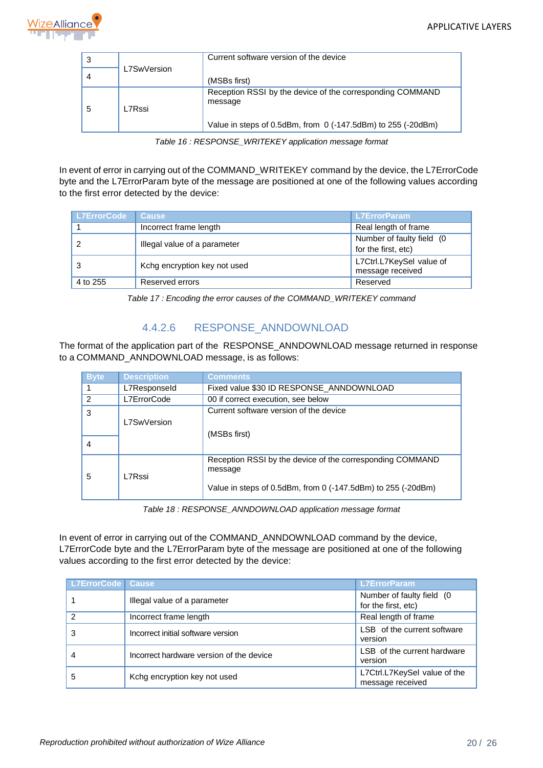| | | |
|---|---|---|
| 3 | L7SwVersion | Current software version of the device |
| 4 | | (MSBs first) |
| 5 | L7Rssi | Reception RSSI by the device of the corresponding COMMAND message<br><br>Value in steps of 0.5dBm, from 0 (-147.5dBm) to 255 (-20dBm) |

*Table 16 : RESPONSE_WRITEKEY application message format*

In event of error in carrying out of the COMMAND_WRITEKEY command by the device, the L7ErrorCode byte and the L7ErrorParam byte of the message are positioned at one of the following values according to the first error detected by the device:

| L7ErrorCode | Cause | L7ErrorParam |
|---|---|---|
| 1 | Incorrect frame length | Real length of frame |
| 2 | Illegal value of a parameter | Number of faulty field (0 for the first, etc) |
| 3 | Kchg encryption key not used | L7Ctrl.L7KeySel value of message received |
| 4 to 255 | Reserved errors | Reserved |

*Table 17 : Encoding the error causes of the COMMAND_WRITEKEY command*

#### 4.4.2.6 RESPONSE_ANNDOWNLOAD

The format of the application part of the RESPONSE_ANNDOWNLOAD message returned in response to a COMMAND_ANNDOWNLOAD message, is as follows:

| Byte | Description | Comments |
|---|---|---|
| 1 | L7ResponseId | Fixed value $30 ID RESPONSE_ANNDOWNLOAD |
| 2 | L7ErrorCode | 00 if correct execution, see below |
| 3 | L7SwVersion | Current software version of the device<br><br>(MSBs first) |
| 4 | | |
| 5 | L7Rssi | Reception RSSI by the device of the corresponding COMMAND message<br><br>Value in steps of 0.5dBm, from 0 (-147.5dBm) to 255 (-20dBm) |

*Table 18 : RESPONSE_ANNDOWNLOAD application message format*

In event of error in carrying out of the COMMAND_ANNDOWNLOAD command by the device, L7ErrorCode byte and the L7ErrorParam byte of the message are positioned at one of the following values according to the first error detected by the device:

| L7ErrorCode | Cause | L7ErrorParam |
|---|---|---|
| 1 | Illegal value of a parameter | Number of faulty field (0 for the first, etc) |
| 2 | Incorrect frame length | Real length of frame |
| 3 | Incorrect initial software version | LSB of the current software version |
| 4 | Incorrect hardware version of the device | LSB of the current hardware version |
| 5 | Kchg encryption key not used | L7Ctrl.L7KeySel value of the message received |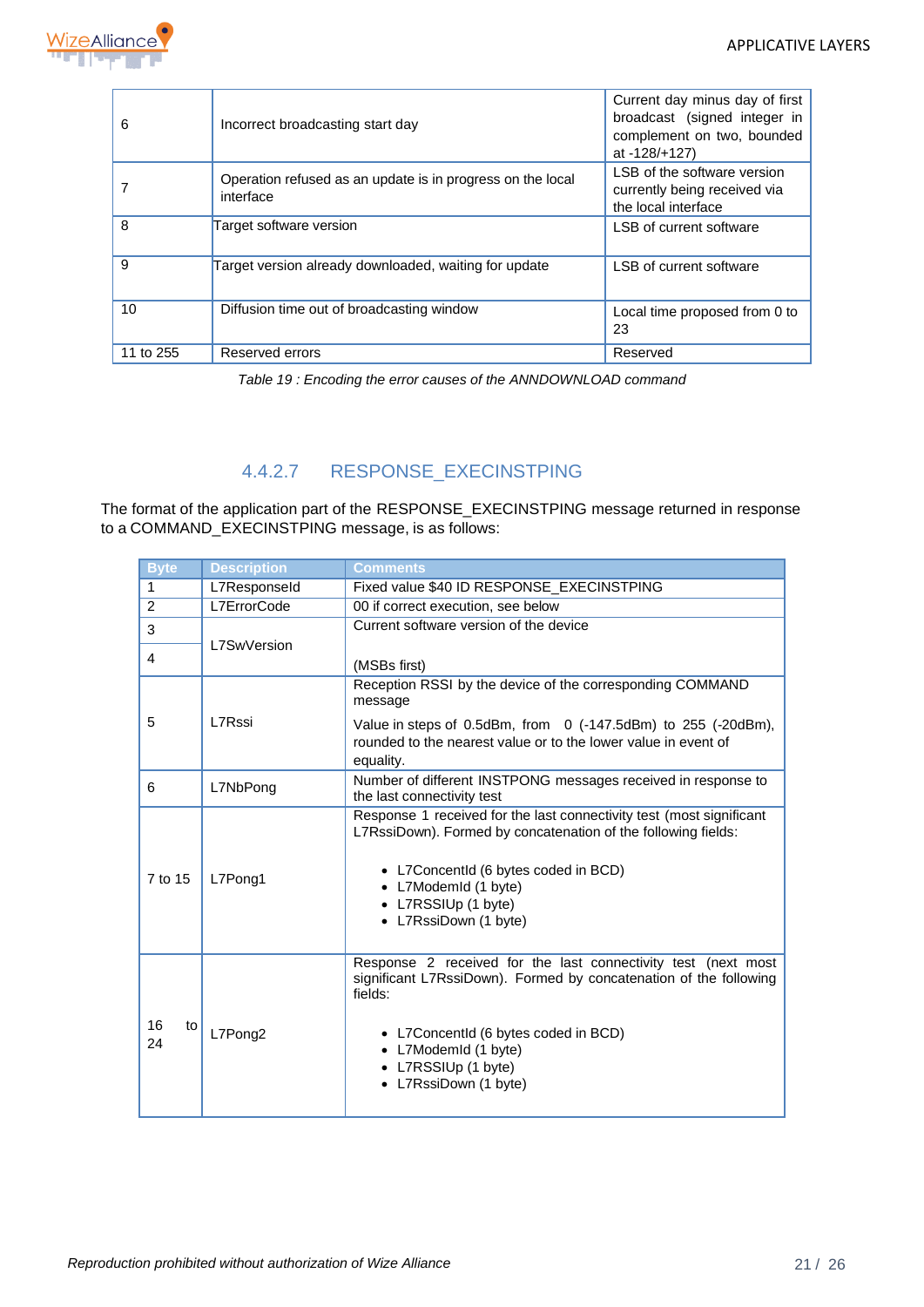| | | |
|---|---|---|
| 6 | Incorrect broadcasting start day | Current day minus day of first broadcast (signed integer in complement on two, bounded at -128/+127) |
| 7 | Operation refused as an update is in progress on the local interface | LSB of the software version currently being received via the local interface |
| 8 | Target software version | LSB of current software |
| 9 | Target version already downloaded, waiting for update | LSB of current software |
| 10 | Diffusion time out of broadcasting window | Local time proposed from 0 to 23 |
| 11 to 255 | Reserved errors | Reserved |

*Table 19 : Encoding the error causes of the ANNDOWNLOAD command*

### 4.4.2.7 RESPONSE_EXECINSTPING

The format of the application part of the RESPONSE_EXECINSTPING message returned in response to a COMMAND_EXECINSTPING message, is as follows:

| Byte | Description | Comments |
|---|---|---|
| 1 | L7ResponseId | Fixed value $40 ID RESPONSE_EXECINSTPING |
| 2 | L7ErrorCode | 00 if correct execution, see below |
| 3 | L7SwVersion | Current software version of the device (MSBs first) |
| 4 | | |
| 5 | L7Rssi | Reception RSSI by the device of the corresponding COMMAND message<br>Value in steps of 0.5dBm, from 0 (-147.5dBm) to 255 (-20dBm), rounded to the nearest value or to the lower value in event of equality. |
| 6 | L7NbPong | Number of different INSTPONG messages received in response to the last connectivity test |
| 7 to 15 | L7Pong1 | Response 1 received for the last connectivity test (most significant L7RssiDown). Formed by concatenation of the following fields:<br>• L7ConcentId (6 bytes coded in BCD)<br>• L7ModemId (1 byte)<br>• L7RSSIUp (1 byte)<br>• L7RssiDown (1 byte) |
| 16 to 24 | L7Pong2 | Response 2 received for the last connectivity test (next most significant L7RssiDown). Formed by concatenation of the following fields:<br>• L7ConcentId (6 bytes coded in BCD)<br>• L7ModemId (1 byte)<br>• L7RSSIUp (1 byte)<br>• L7RssiDown (1 byte) |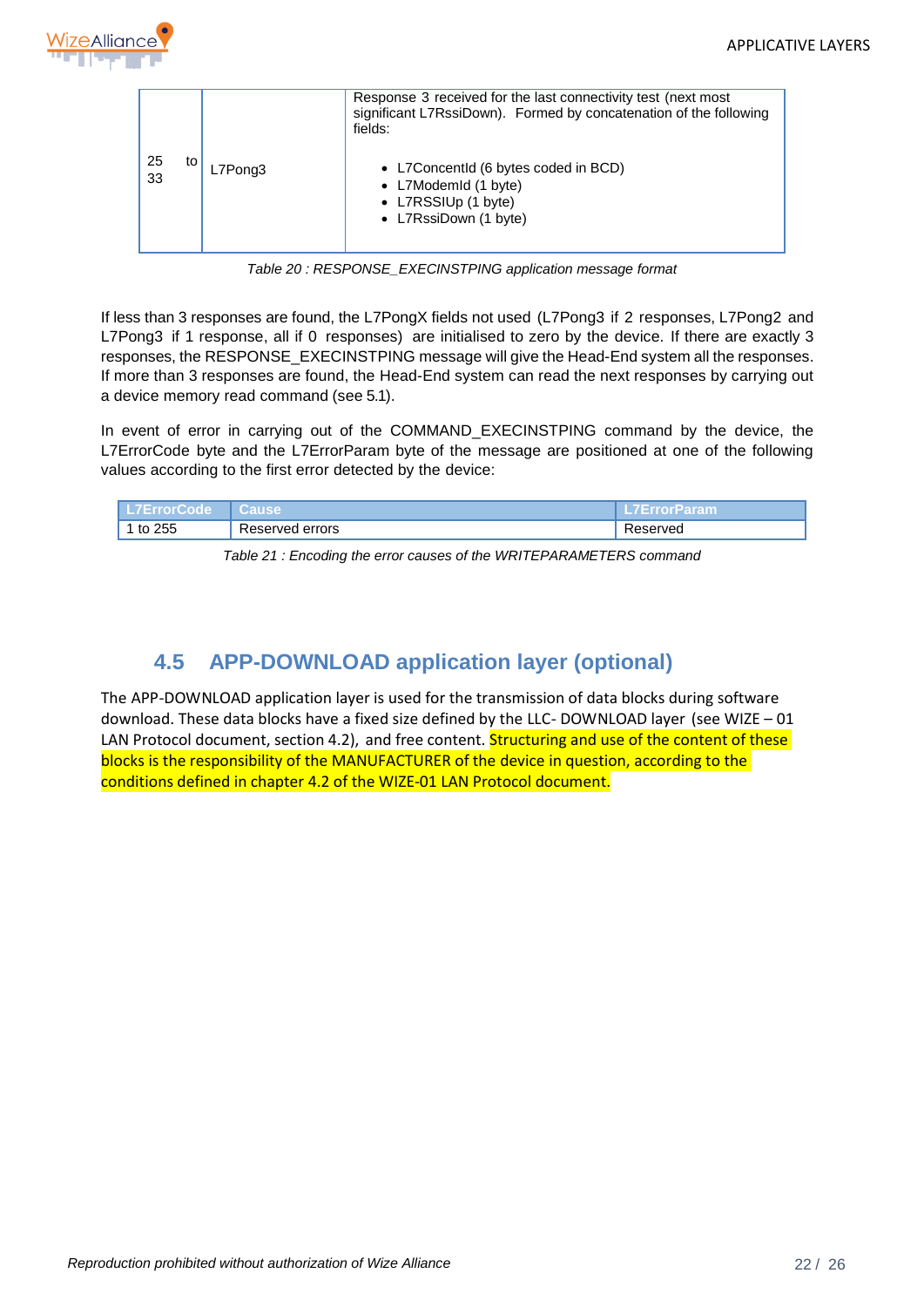| 25 to 33 | L7Pong3 | Response 3 received for the last connectivity test (next most significant L7RssiDown). Formed by concatenation of the following fields:<br><br>• L7ConcentId (6 bytes coded in BCD)<br>• L7ModemId (1 byte)<br>• L7RSSIUp (1 byte)<br>• L7RssiDown (1 byte) |
|---|---|---|

*Table 20 : RESPONSE_EXECINSTPING application message format*

If less than 3 responses are found, the L7PongX fields not used (L7Pong3 if 2 responses, L7Pong2 and L7Pong3 if 1 response, all if 0 responses) are initialised to zero by the device. If there are exactly 3 responses, the RESPONSE_EXECINSTPING message will give the Head-End system all the responses. If more than 3 responses are found, the Head-End system can read the next responses by carrying out a device memory read command (see 5.1).

In event of error in carrying out of the COMMAND_EXECINSTPING command by the device, the L7ErrorCode byte and the L7ErrorParam byte of the message are positioned at one of the following values according to the first error detected by the device:

| L7ErrorCode | Cause | L7ErrorParam |
|---|---|---|
| 1 to 255 | Reserved errors | Reserved |

*Table 21 : Encoding the error causes of the WRITEPARAMETERS command*

## 4.5 APP-DOWNLOAD application layer (optional)

The APP-DOWNLOAD application layer is used for the transmission of data blocks during software download. These data blocks have a fixed size defined by the LLC- DOWNLOAD layer (see WIZE – 01 LAN Protocol document, section 4.2), and free content. Structuring and use of the content of these blocks is the responsibility of the MANUFACTURER of the device in question, according to the conditions defined in chapter 4.2 of the WIZE-01 LAN Protocol document.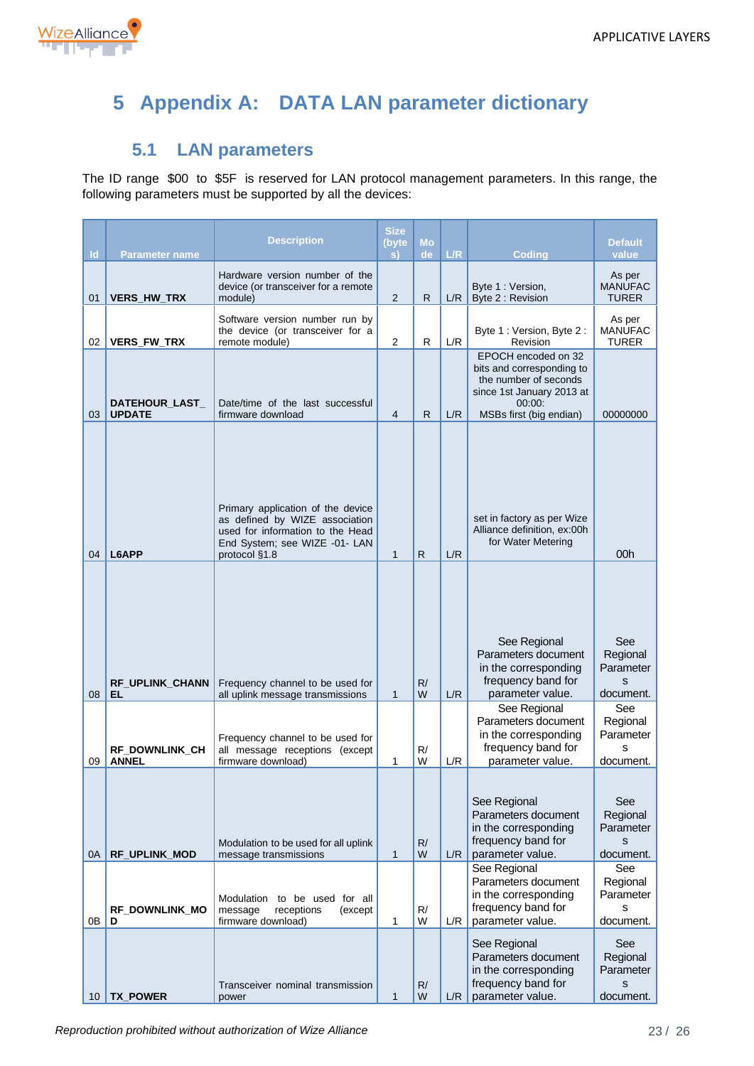# 5 Appendix A: DATA LAN parameter dictionary

## 5.1 LAN parameters

The ID range $00 to $5F is reserved for LAN protocol management parameters. In this range, the following parameters must be supported by all the devices:

| Id | Parameter name | Description | Size (bytes) | Mode | L/R | Coding | Default value |
|---|---|---|---|---|---|---|---|
| 01 | VERS_HW_TRX | Hardware version number of the device (or transceiver for a remote module) | 2 | R | L/R | Byte 1 : Version, Byte 2 : Revision | As per MANUFACTURER |
| 02 | VERS_FW_TRX | Software version number run by the device (or transceiver for a remote module) | 2 | R | L/R | Byte 1 : Version, Byte 2 : Revision | As per MANUFACTURER |
| 03 | DATEHOUR_LAST_UPDATE | Date/time of the last successful firmware download | 4 | R | L/R | EPOCH encoded on 32 bits and corresponding to the number of seconds since 1st January 2013 at 00:00: MSBs first (big endian) | 00000000 |
| 04 | L6APP | Primary application of the device as defined by WIZE association used for information to the Head End System; see WIZE -01- LAN protocol §1.8 | 1 | R | L/R | set in factory as per Wize Alliance definition, ex:00h for Water Metering | 00h |
| 08 | RF_UPLINK_CHANNEL | Frequency channel to be used for all uplink message transmissions | 1 | R/W | L/R | See Regional Parameters document in the corresponding frequency band for parameter value. | See Regional Parameters document. |
| 09 | RF_DOWNLINK_CHANNEL | Frequency channel to be used for all message receptions (except firmware download) | 1 | R/W | L/R | See Regional Parameters document in the corresponding frequency band for parameter value. | See Regional Parameters document. |
| 0A | RF_UPLINK_MOD | Modulation to be used for all uplink message transmissions | 1 | R/W | L/R | See Regional Parameters document in the corresponding frequency band for parameter value. | See Regional Parameters document. |
| 0B | RF_DOWNLINK_MOD | Modulation to be used for all message receptions (except firmware download) | 1 | R/W | L/R | See Regional Parameters document in the corresponding frequency band for parameter value. | See Regional Parameters document. |
| 10 | TX_POWER | Transceiver nominal transmission power | 1 | R/W | L/R | See Regional Parameters document in the corresponding frequency band for parameter value. | See Regional Parameters document. |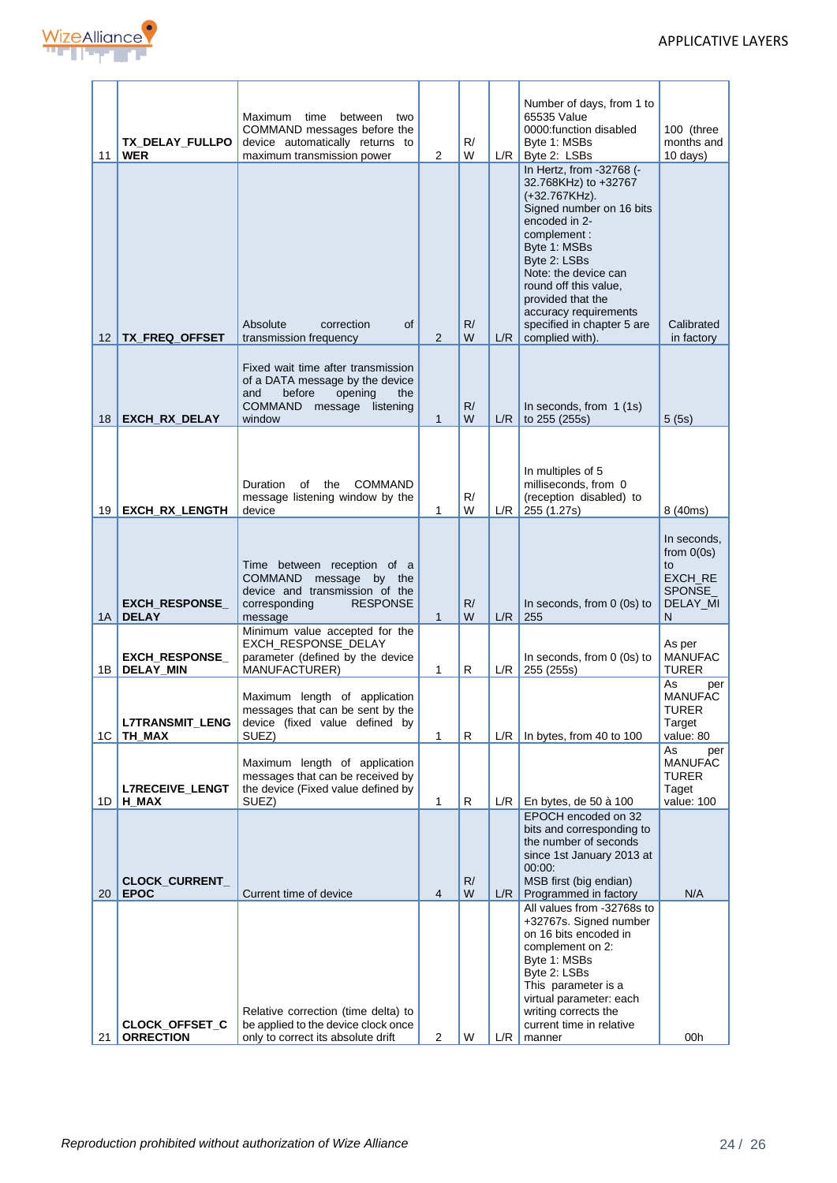| | | | | | | | |
|---|---|---|---|---|---|---|---|
| 11 | **TX_DELAY_FULLPOWER** | Maximum time between two COMMAND messages before the device automatically returns to maximum transmission power | 2 | R/W | L/R | Number of days, from 1 to 65535 Value 0000:function disabled Byte 1: MSBs Byte 2: LSBs | 100 (three months and 10 days) |
| 12 | **TX_FREQ_OFFSET** | Absolute correction of transmission frequency | 2 | R/W | L/R | In Hertz, from -32768 (-32.768KHz) to +32767 (+32.767KHz). Signed number on 16 bits encoded in 2-complement : Byte 1: MSBs Byte 2: LSBs Note: the device can round off this value, provided that the accuracy requirements specified in chapter 5 are complied with). | Calibrated in factory |
| 18 | **EXCH_RX_DELAY** | Fixed wait time after transmission of a DATA message by the device and before opening the COMMAND message listening window | 1 | R/W | L/R | In seconds, from 1 (1s) to 255 (255s) | 5 (5s) |
| 19 | **EXCH_RX_LENGTH** | Duration of the COMMAND message listening window by the device | 1 | R/W | L/R | In multiples of 5 milliseconds, from 0 (reception disabled) to 255 (1.27s) | 8 (40ms) |
| 1A | **EXCH_RESPONSE_DELAY** | Time between reception of a COMMAND message by the device and transmission of the corresponding RESPONSE message | 1 | R/W | L/R | In seconds, from 0 (0s) to 255 | In seconds, from 0(0s) to EXCH_RESPONSE_DELAY_MIN |
| 1B | **EXCH_RESPONSE_DELAY_MIN** | Minimum value accepted for the EXCH_RESPONSE_DELAY parameter (defined by the device MANUFACTURER) | 1 | R | L/R | In seconds, from 0 (0s) to 255 (255s) | As per MANUFACTURER |
| 1C | **L7TRANSMIT_LENGTH_MAX** | Maximum length of application messages that can be sent by the device (fixed value defined by SUEZ) | 1 | R | L/R | In bytes, from 40 to 100 | As per MANUFACTURER Target value: 80 |
| 1D | **L7RECEIVE_LENGTH_MAX** | Maximum length of application messages that can be received by the device (Fixed value defined by SUEZ) | 1 | R | L/R | En bytes, de 50 à 100 | As per MANUFACTURER Taget value: 100 |
| 20 | **CLOCK_CURRENT_EPOC** | Current time of device | 4 | R/W | L/R | EPOCH encoded on 32 bits and corresponding to the number of seconds since 1st January 2013 at 00:00: MSB first (big endian) Programmed in factory | N/A |
| 21 | **CLOCK_OFFSET_CORRECTION** | Relative correction (time delta) to be applied to the device clock once only to correct its absolute drift | 2 | W | L/R | All values from -32768s to +32767s. Signed number on 16 bits encoded in complement on 2: Byte 1: MSBs Byte 2: LSBs This parameter is a virtual parameter: each writing corrects the current time in relative manner | 00h |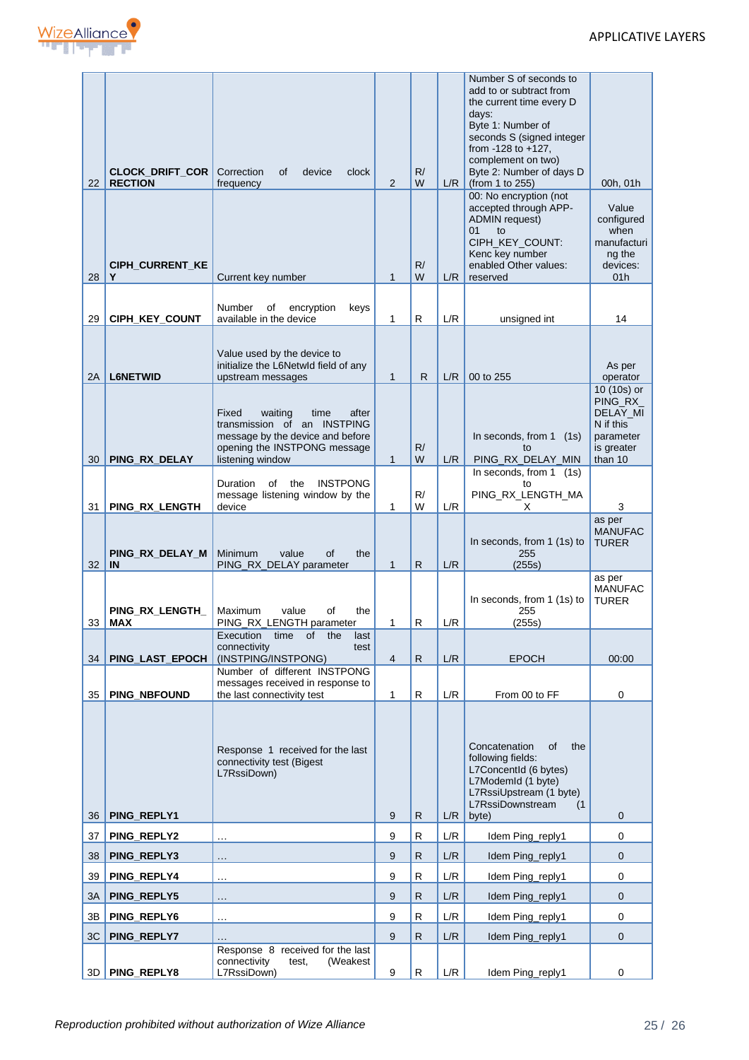| | | | | | | | |
|---|---|---|---|---|---|---|---|
| 22 | **CLOCK_DRIFT_CORRECTION** | Correction of device clock frequency | 2 | R/W | L/R | Number S of seconds to add to or subtract from the current time every D days: Byte 1: Number of seconds S (signed integer from -128 to +127, complement on two) Byte 2: Number of days D (from 1 to 255) | 00h, 01h |
| 28 | **CIPH_CURRENT_KEY** | Current key number | 1 | R/W | L/R | 00: No encryption (not accepted through APP-ADMIN request) 01 to CIPH_KEY_COUNT: Kenc key number enabled Other values: reserved | Value configured when manufacturing the devices: 01h |
| 29 | **CIPH_KEY_COUNT** | Number of encryption keys available in the device | 1 | R | L/R | unsigned int | 14 |
| 2A | **L6NETWID** | Value used by the device to initialize the L6NetwId field of any upstream messages | 1 | R | L/R | 00 to 255 | As per operator |
| 30 | **PING_RX_DELAY** | Fixed waiting time after transmission of an INSTPING message by the device and before opening the INSTPONG message listening window | 1 | R/W | L/R | In seconds, from 1 (1s) to PING_RX_DELAY_MIN | 10 (10s) or PING_RX_DELAY_MIN if this parameter is greater than 10 |
| 31 | **PING_RX_LENGTH** | Duration of the INSTPONG message listening window by the device | 1 | R/W | L/R | In seconds, from 1 (1s) to PING_RX_LENGTH_MAX | 3 |
| 32 | **PING_RX_DELAY_MIN** | Minimum value of the PING_RX_DELAY parameter | 1 | R | L/R | In seconds, from 1 (1s) to 255 (255s) | as per MANUFACTURER |
| 33 | **PING_RX_LENGTH_MAX** | Maximum value of the PING_RX_LENGTH parameter | 1 | R | L/R | In seconds, from 1 (1s) to 255 (255s) | as per MANUFACTURER |
| 34 | **PING_LAST_EPOCH** | Execution time of the last connectivity test (INSTPING/INSTPONG) | 4 | R | L/R | EPOCH | 00:00 |
| 35 | **PING_NBFOUND** | Number of different INSTPONG messages received in response to the last connectivity test | 1 | R | L/R | From 00 to FF | 0 |
| 36 | **PING_REPLY1** | Response 1 received for the last connectivity test (Bigest L7RssiDown) | 9 | R | L/R | Concatenation of the following fields: L7ConcentId (6 bytes) L7ModemId (1 byte) L7RssiUpstream (1 byte) L7RssiDownstream (1 byte) | 0 |
| 37 | **PING_REPLY2** | … | 9 | R | L/R | Idem Ping_reply1 | 0 |
| 38 | **PING_REPLY3** | … | 9 | R | L/R | Idem Ping_reply1 | 0 |
| 39 | **PING_REPLY4** | … | 9 | R | L/R | Idem Ping_reply1 | 0 |
| 3A | **PING_REPLY5** | … | 9 | R | L/R | Idem Ping_reply1 | 0 |
| 3B | **PING_REPLY6** | … | 9 | R | L/R | Idem Ping_reply1 | 0 |
| 3C | **PING_REPLY7** | … | 9 | R | L/R | Idem Ping_reply1 | 0 |
| 3D | **PING_REPLY8** | Response 8 received for the last connectivity test, (Weakest L7RssiDown) | 9 | R | L/R | Idem Ping_reply1 | 0 |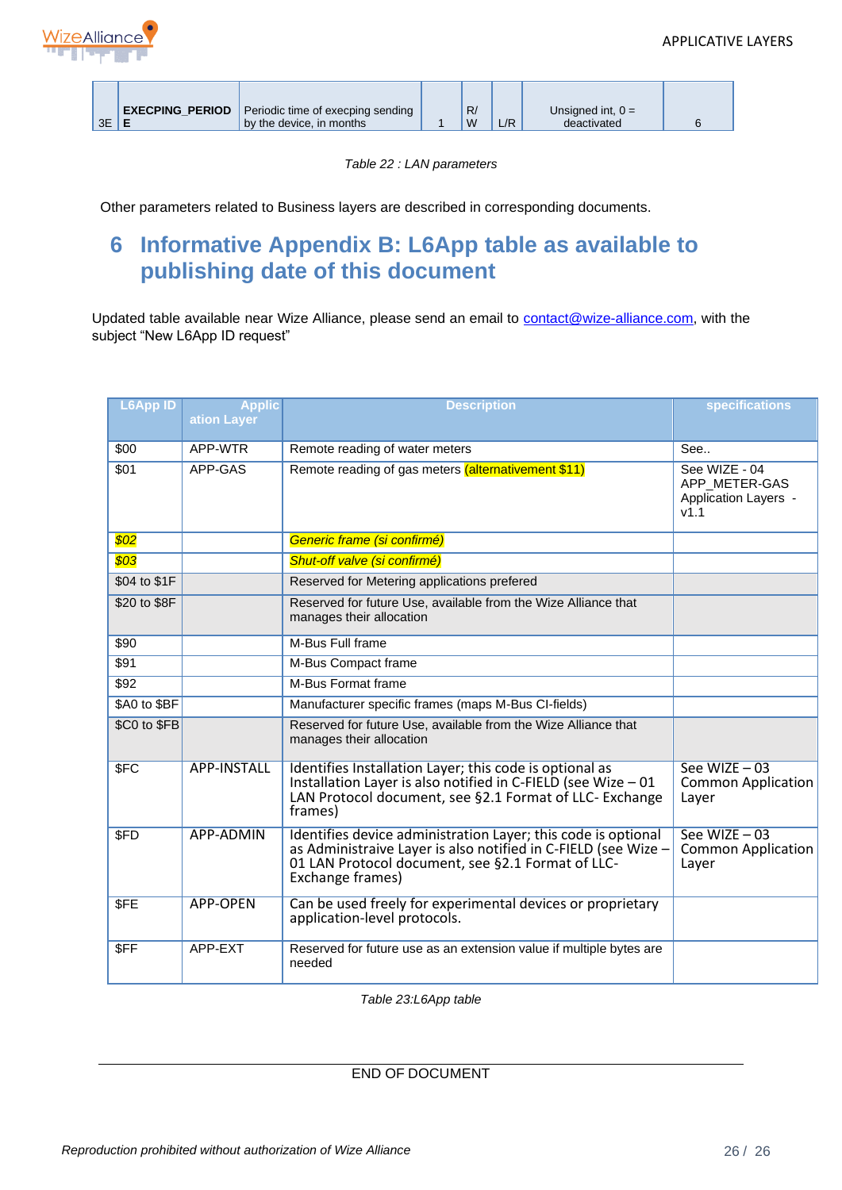| | | | | | | |
|---|---|---|---|---|---|---|
| 3E | **EXECPING_PERIODE** | Periodic time of execping sending by the device, in months | 1 | R/W | L/R | Unsigned int, 0 = deactivated | 6 |

*Table 22 : LAN parameters*

Other parameters related to Business layers are described in corresponding documents.

# 6 Informative Appendix B: L6App table as available to publishing date of this document

Updated table available near Wize Alliance, please send an email to contact@wize-alliance.com, with the subject "New L6App ID request"

| L6App ID | Application Layer | Description | specifications |
|---|---|---|---|
| $00 | APP-WTR | Remote reading of water meters | See.. |
| $01 | APP-GAS | Remote reading of gas meters (alternativement $11) | See WIZE - 04 APP_METER-GAS Application Layers - v1.1 |
| *$02* | | *Generic frame (si confirmé)* | |
| *$03* | | *Shut-off valve (si confirmé)* | |
| $04 to $1F | | Reserved for Metering applications prefered | |
| $20 to $8F | | Reserved for future Use, available from the Wize Alliance that manages their allocation | |
| $90 | | M-Bus Full frame | |
| $91 | | M-Bus Compact frame | |
| $92 | | M-Bus Format frame | |
| $A0 to $BF | | Manufacturer specific frames (maps M-Bus CI-fields) | |
| $C0 to $FB | | Reserved for future Use, available from the Wize Alliance that manages their allocation | |
| $FC | APP-INSTALL | Identifies Installation Layer; this code is optional as Installation Layer is also notified in C-FIELD (see Wize – 01 LAN Protocol document, see §2.1 Format of LLC- Exchange frames) | See WIZE – 03 Common Application Layer |
| $FD | APP-ADMIN | Identifies device administration Layer; this code is optional as Administraive Layer is also notified in C-FIELD (see Wize – 01 LAN Protocol document, see §2.1 Format of LLC- Exchange frames) | See WIZE – 03 Common Application Layer |
| $FE | APP-OPEN | Can be used freely for experimental devices or proprietary application-level protocols. | |
| $FF | APP-EXT | Reserved for future use as an extension value if multiple bytes are needed | |

*Table 23:L6App table*

END OF DOCUMENT